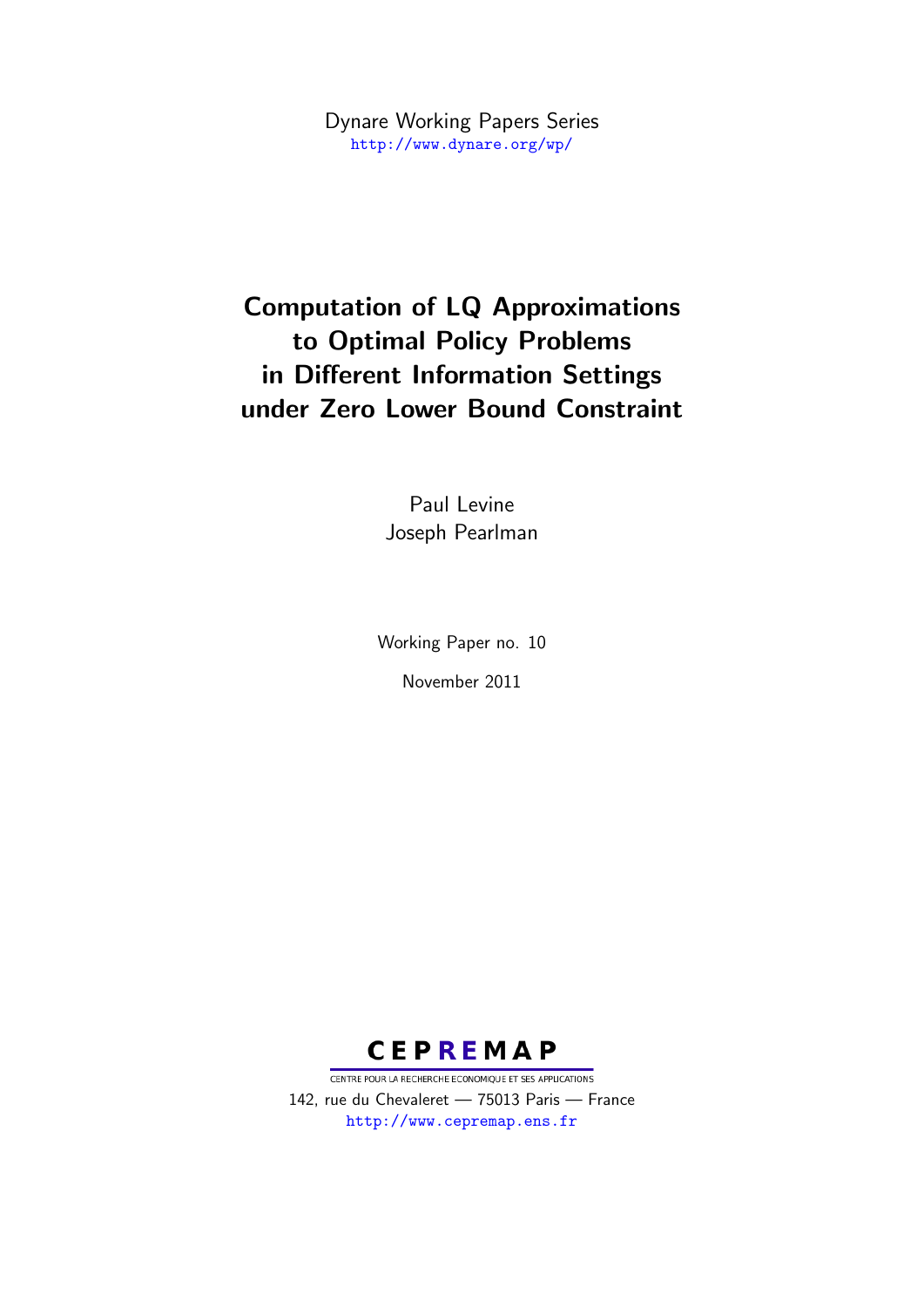Dynare Working Papers Series
http://www.dynare.org/wp/

# Computation of LQ Approximations to Optimal Policy Problems in Different Information Settings under Zero Lower Bound Constraint

Paul Levine
Joseph Pearlman

Working Paper no. 10

November 2011

CEPREMAP

CENTRE POUR LA RECHERCHE ECONOMIQUE ET SES APPLICATIONS
142, rue du Chevaleret — 75013 Paris — France
http://www.cepremap.ens.fr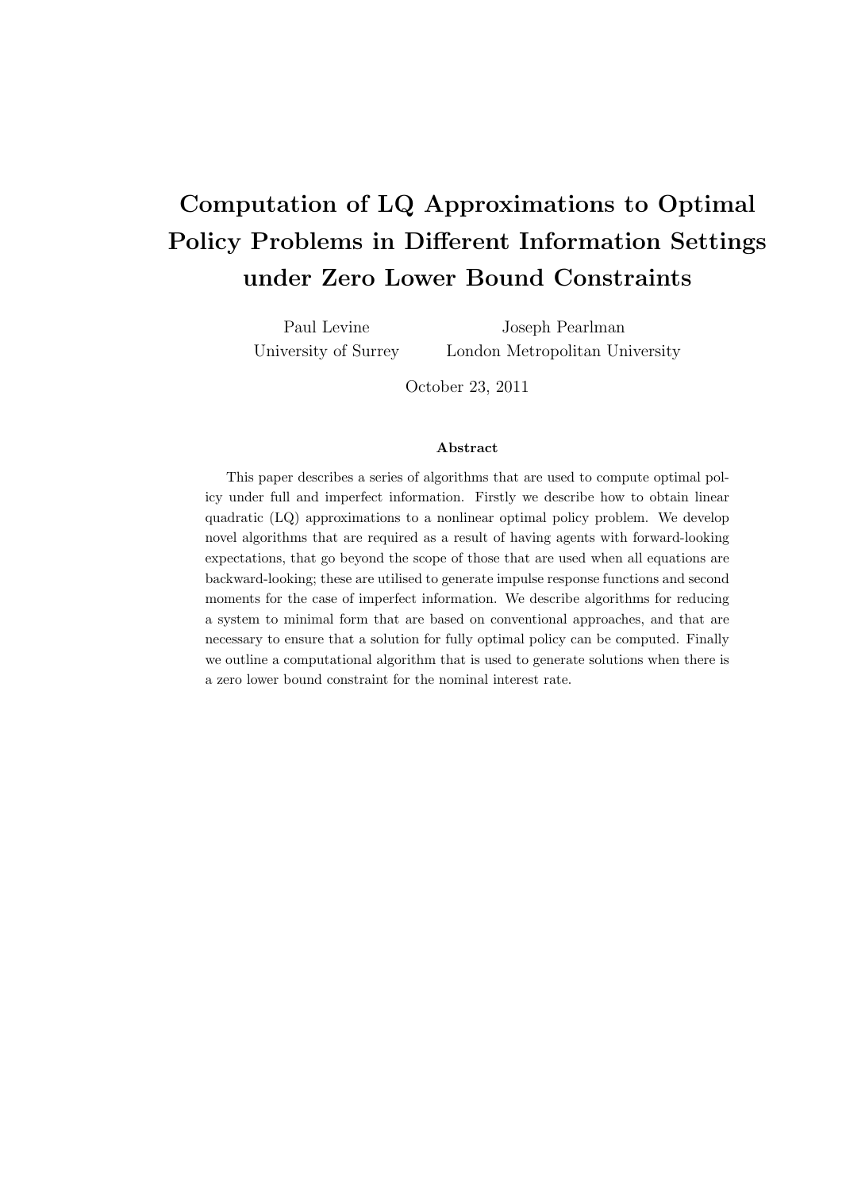# Computation of LQ Approximations to Optimal Policy Problems in Different Information Settings under Zero Lower Bound Constraints

Paul Levine
University of Surrey

Joseph Pearlman
London Metropolitan University

October 23, 2011

### Abstract

This paper describes a series of algorithms that are used to compute optimal policy under full and imperfect information. Firstly we describe how to obtain linear quadratic (LQ) approximations to a nonlinear optimal policy problem. We develop novel algorithms that are required as a result of having agents with forward-looking expectations, that go beyond the scope of those that are used when all equations are backward-looking; these are utilised to generate impulse response functions and second moments for the case of imperfect information. We describe algorithms for reducing a system to minimal form that are based on conventional approaches, and that are necessary to ensure that a solution for fully optimal policy can be computed. Finally we outline a computational algorithm that is used to generate solutions when there is a zero lower bound constraint for the nominal interest rate.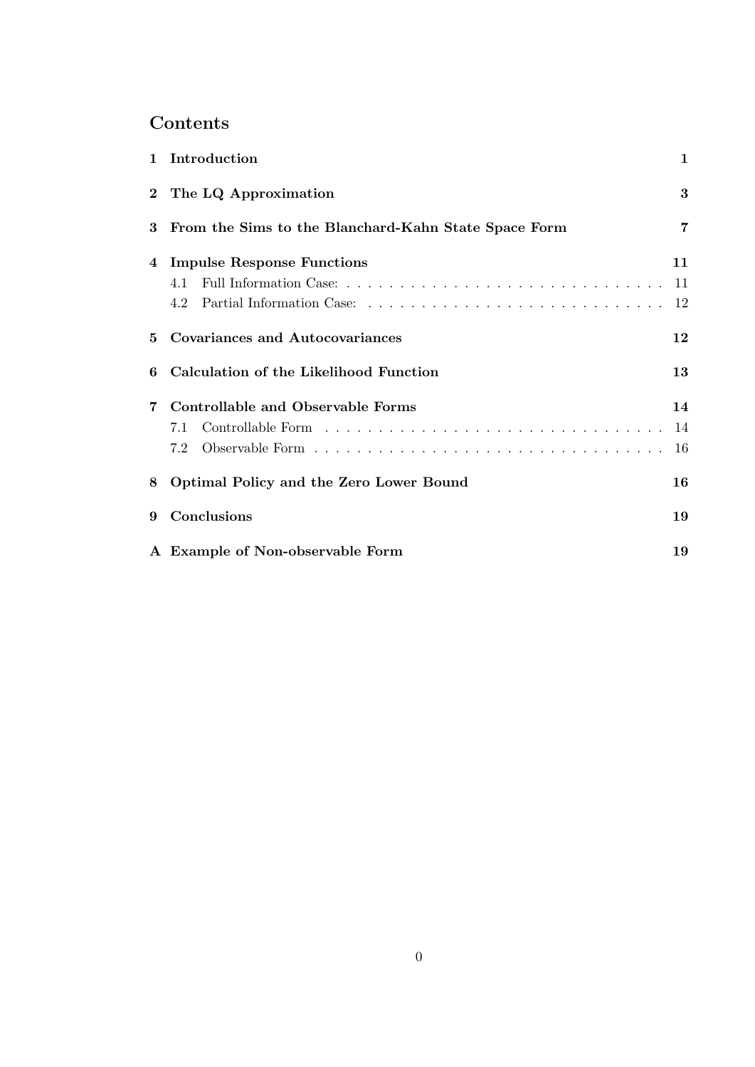# Contents

| | | |
|---|---|---|
| **1** | **Introduction** | **1** |
| **2** | **The LQ Approximation** | **3** |
| **3** | **From the Sims to the Blanchard-Kahn State Space Form** | **7** |
| **4** | **Impulse Response Functions** | **11** |
| | 4.1 Full Information Case: | 11 |
| | 4.2 Partial Information Case: | 12 |
| **5** | **Covariances and Autocovariances** | **12** |
| **6** | **Calculation of the Likelihood Function** | **13** |
| **7** | **Controllable and Observable Forms** | **14** |
| | 7.1 Controllable Form | 14 |
| | 7.2 Observable Form | 16 |
| **8** | **Optimal Policy and the Zero Lower Bound** | **16** |
| **9** | **Conclusions** | **19** |
| **A** | **Example of Non-observable Form** | **19** |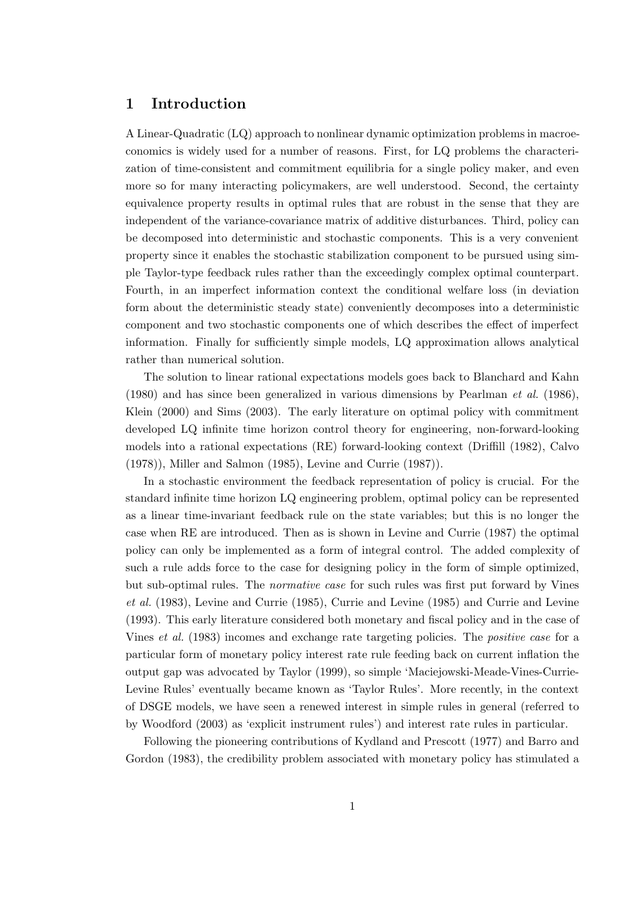# 1 Introduction

A Linear-Quadratic (LQ) approach to nonlinear dynamic optimization problems in macroeconomics is widely used for a number of reasons. First, for LQ problems the characterization of time-consistent and commitment equilibria for a single policy maker, and even more so for many interacting policymakers, are well understood. Second, the certainty equivalence property results in optimal rules that are robust in the sense that they are independent of the variance-covariance matrix of additive disturbances. Third, policy can be decomposed into deterministic and stochastic components. This is a very convenient property since it enables the stochastic stabilization component to be pursued using simple Taylor-type feedback rules rather than the exceedingly complex optimal counterpart. Fourth, in an imperfect information context the conditional welfare loss (in deviation form about the deterministic steady state) conveniently decomposes into a deterministic component and two stochastic components one of which describes the effect of imperfect information. Finally for sufficiently simple models, LQ approximation allows analytical rather than numerical solution.

The solution to linear rational expectations models goes back to Blanchard and Kahn (1980) and has since been generalized in various dimensions by Pearlman *et al.* (1986), Klein (2000) and Sims (2003). The early literature on optimal policy with commitment developed LQ infinite time horizon control theory for engineering, non-forward-looking models into a rational expectations (RE) forward-looking context (Driffill (1982), Calvo (1978)), Miller and Salmon (1985), Levine and Currie (1987)).

In a stochastic environment the feedback representation of policy is crucial. For the standard infinite time horizon LQ engineering problem, optimal policy can be represented as a linear time-invariant feedback rule on the state variables; but this is no longer the case when RE are introduced. Then as is shown in Levine and Currie (1987) the optimal policy can only be implemented as a form of integral control. The added complexity of such a rule adds force to the case for designing policy in the form of simple optimized, but sub-optimal rules. The *normative case* for such rules was first put forward by Vines *et al.* (1983), Levine and Currie (1985), Currie and Levine (1985) and Currie and Levine (1993). This early literature considered both monetary and fiscal policy and in the case of Vines *et al.* (1983) incomes and exchange rate targeting policies. The *positive case* for a particular form of monetary policy interest rate rule feeding back on current inflation the output gap was advocated by Taylor (1999), so simple 'Maciejowski-Meade-Vines-Currie-Levine Rules' eventually became known as 'Taylor Rules'. More recently, in the context of DSGE models, we have seen a renewed interest in simple rules in general (referred to by Woodford (2003) as 'explicit instrument rules') and interest rate rules in particular.

Following the pioneering contributions of Kydland and Prescott (1977) and Barro and Gordon (1983), the credibility problem associated with monetary policy has stimulated a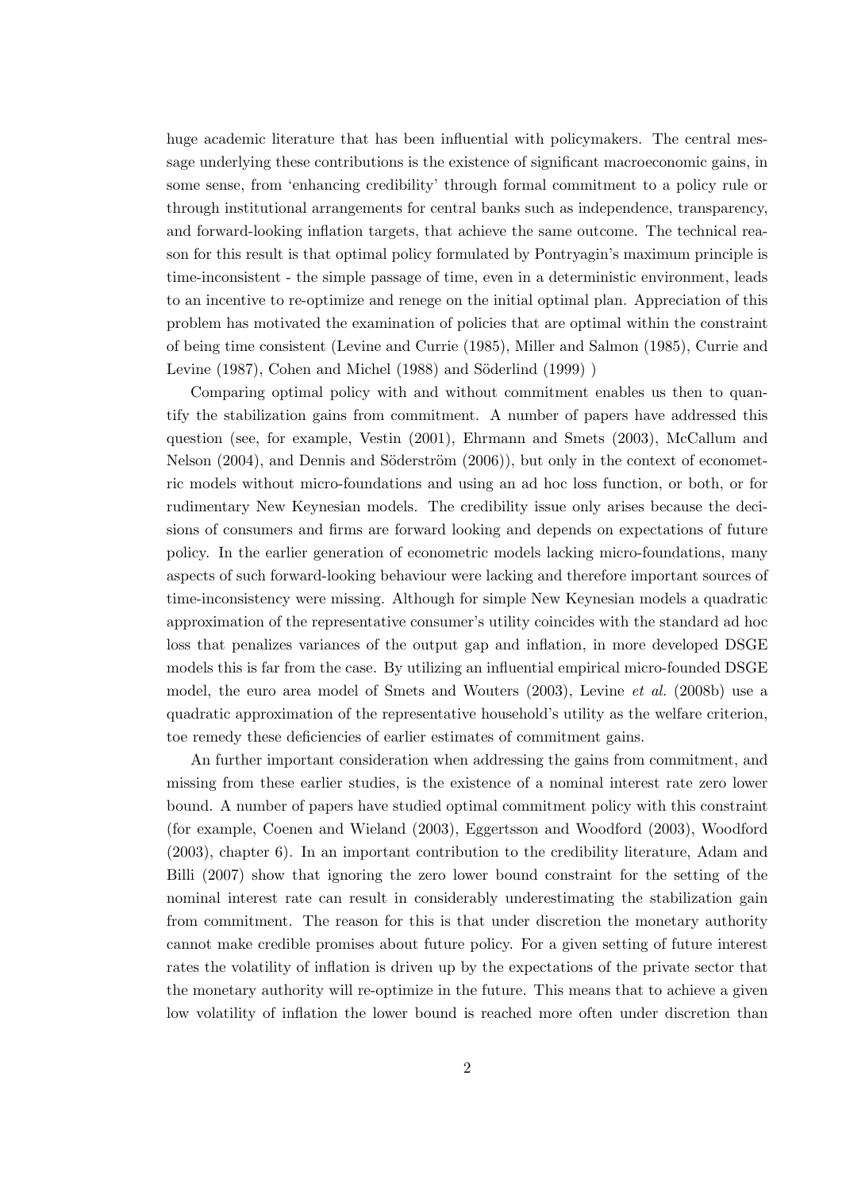huge academic literature that has been influential with policymakers. The central message underlying these contributions is the existence of significant macroeconomic gains, in some sense, from 'enhancing credibility' through formal commitment to a policy rule or through institutional arrangements for central banks such as independence, transparency, and forward-looking inflation targets, that achieve the same outcome. The technical reason for this result is that optimal policy formulated by Pontryagin's maximum principle is time-inconsistent - the simple passage of time, even in a deterministic environment, leads to an incentive to re-optimize and renege on the initial optimal plan. Appreciation of this problem has motivated the examination of policies that are optimal within the constraint of being time consistent (Levine and Currie (1985), Miller and Salmon (1985), Currie and Levine (1987), Cohen and Michel (1988) and Söderlind (1999) )

Comparing optimal policy with and without commitment enables us then to quantify the stabilization gains from commitment. A number of papers have addressed this question (see, for example, Vestin (2001), Ehrmann and Smets (2003), McCallum and Nelson (2004), and Dennis and Söderström (2006)), but only in the context of econometric models without micro-foundations and using an ad hoc loss function, or both, or for rudimentary New Keynesian models. The credibility issue only arises because the decisions of consumers and firms are forward looking and depends on expectations of future policy. In the earlier generation of econometric models lacking micro-foundations, many aspects of such forward-looking behaviour were lacking and therefore important sources of time-inconsistency were missing. Although for simple New Keynesian models a quadratic approximation of the representative consumer's utility coincides with the standard ad hoc loss that penalizes variances of the output gap and inflation, in more developed DSGE models this is far from the case. By utilizing an influential empirical micro-founded DSGE model, the euro area model of Smets and Wouters (2003), Levine *et al.* (2008b) use a quadratic approximation of the representative household's utility as the welfare criterion, toe remedy these deficiencies of earlier estimates of commitment gains.

An further important consideration when addressing the gains from commitment, and missing from these earlier studies, is the existence of a nominal interest rate zero lower bound. A number of papers have studied optimal commitment policy with this constraint (for example, Coenen and Wieland (2003), Eggertsson and Woodford (2003), Woodford (2003), chapter 6). In an important contribution to the credibility literature, Adam and Billi (2007) show that ignoring the zero lower bound constraint for the setting of the nominal interest rate can result in considerably underestimating the stabilization gain from commitment. The reason for this is that under discretion the monetary authority cannot make credible promises about future policy. For a given setting of future interest rates the volatility of inflation is driven up by the expectations of the private sector that the monetary authority will re-optimize in the future. This means that to achieve a given low volatility of inflation the lower bound is reached more often under discretion than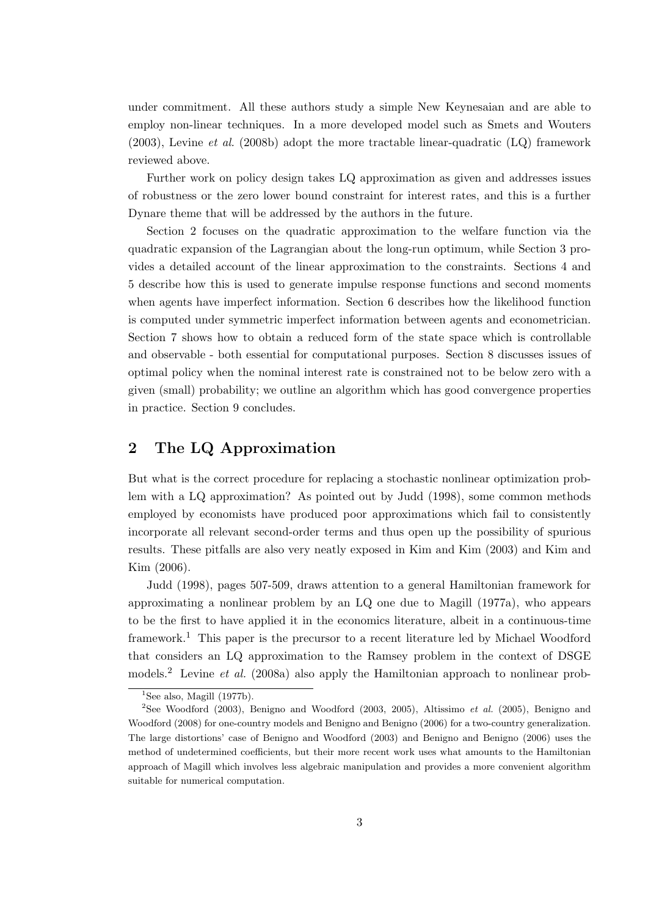under commitment. All these authors study a simple New Keynesaian and are able to employ non-linear techniques. In a more developed model such as Smets and Wouters (2003), Levine *et al.* (2008b) adopt the more tractable linear-quadratic (LQ) framework reviewed above.

Further work on policy design takes LQ approximation as given and addresses issues of robustness or the zero lower bound constraint for interest rates, and this is a further Dynare theme that will be addressed by the authors in the future.

Section 2 focuses on the quadratic approximation to the welfare function via the quadratic expansion of the Lagrangian about the long-run optimum, while Section 3 provides a detailed account of the linear approximation to the constraints. Sections 4 and 5 describe how this is used to generate impulse response functions and second moments when agents have imperfect information. Section 6 describes how the likelihood function is computed under symmetric imperfect information between agents and econometrician. Section 7 shows how to obtain a reduced form of the state space which is controllable and observable - both essential for computational purposes. Section 8 discusses issues of optimal policy when the nominal interest rate is constrained not to be below zero with a given (small) probability; we outline an algorithm which has good convergence properties in practice. Section 9 concludes.

## 2 The LQ Approximation

But what is the correct procedure for replacing a stochastic nonlinear optimization problem with a LQ approximation? As pointed out by Judd (1998), some common methods employed by economists have produced poor approximations which fail to consistently incorporate all relevant second-order terms and thus open up the possibility of spurious results. These pitfalls are also very neatly exposed in Kim and Kim (2003) and Kim and Kim (2006).

Judd (1998), pages 507-509, draws attention to a general Hamiltonian framework for approximating a nonlinear problem by an LQ one due to Magill (1977a), who appears to be the first to have applied it in the economics literature, albeit in a continuous-time framework.[1] This paper is the precursor to a recent literature led by Michael Woodford that considers an LQ approximation to the Ramsey problem in the context of DSGE models.[2] Levine *et al.* (2008a) also apply the Hamiltonian approach to nonlinear prob-

[1] See also, Magill (1977b).

[2] See Woodford (2003), Benigno and Woodford (2003, 2005), Altissimo *et al.* (2005), Benigno and Woodford (2008) for one-country models and Benigno and Benigno (2006) for a two-country generalization. The large distortions' case of Benigno and Woodford (2003) and Benigno and Benigno (2006) uses the method of undetermined coefficients, but their more recent work uses what amounts to the Hamiltonian approach of Magill which involves less algebraic manipulation and provides a more convenient algorithm suitable for numerical computation.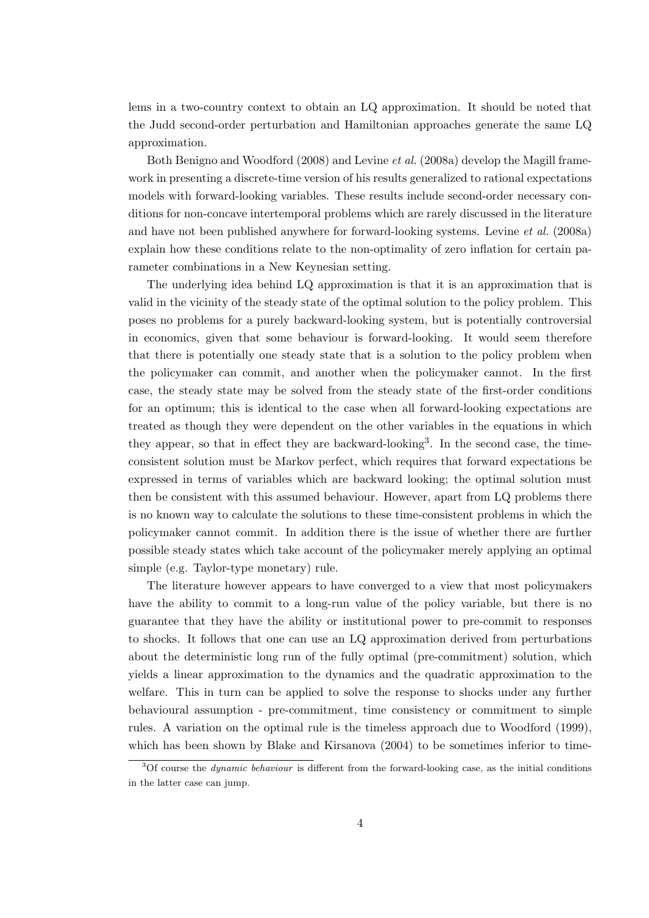lems in a two-country context to obtain an LQ approximation. It should be noted that the Judd second-order perturbation and Hamiltonian approaches generate the same LQ approximation.

Both Benigno and Woodford (2008) and Levine *et al.* (2008a) develop the Magill framework in presenting a discrete-time version of his results generalized to rational expectations models with forward-looking variables. These results include second-order necessary conditions for non-concave intertemporal problems which are rarely discussed in the literature and have not been published anywhere for forward-looking systems. Levine *et al.* (2008a) explain how these conditions relate to the non-optimality of zero inflation for certain parameter combinations in a New Keynesian setting.

The underlying idea behind LQ approximation is that it is an approximation that is valid in the vicinity of the steady state of the optimal solution to the policy problem. This poses no problems for a purely backward-looking system, but is potentially controversial in economics, given that some behaviour is forward-looking. It would seem therefore that there is potentially one steady state that is a solution to the policy problem when the policymaker can commit, and another when the policymaker cannot. In the first case, the steady state may be solved from the steady state of the first-order conditions for an optimum; this is identical to the case when all forward-looking expectations are treated as though they were dependent on the other variables in the equations in which they appear, so that in effect they are backward-looking[3]. In the second case, the time-consistent solution must be Markov perfect, which requires that forward expectations be expressed in terms of variables which are backward looking; the optimal solution must then be consistent with this assumed behaviour. However, apart from LQ problems there is no known way to calculate the solutions to these time-consistent problems in which the policymaker cannot commit. In addition there is the issue of whether there are further possible steady states which take account of the policymaker merely applying an optimal simple (e.g. Taylor-type monetary) rule.

The literature however appears to have converged to a view that most policymakers have the ability to commit to a long-run value of the policy variable, but there is no guarantee that they have the ability or institutional power to pre-commit to responses to shocks. It follows that one can use an LQ approximation derived from perturbations about the deterministic long run of the fully optimal (pre-commitment) solution, which yields a linear approximation to the dynamics and the quadratic approximation to the welfare. This in turn can be applied to solve the response to shocks under any further behavioural assumption - pre-commitment, time consistency or commitment to simple rules. A variation on the optimal rule is the timeless approach due to Woodford (1999), which has been shown by Blake and Kirsanova (2004) to be sometimes inferior to time-

[3] Of course the *dynamic behaviour* is different from the forward-looking case, as the initial conditions in the latter case can jump.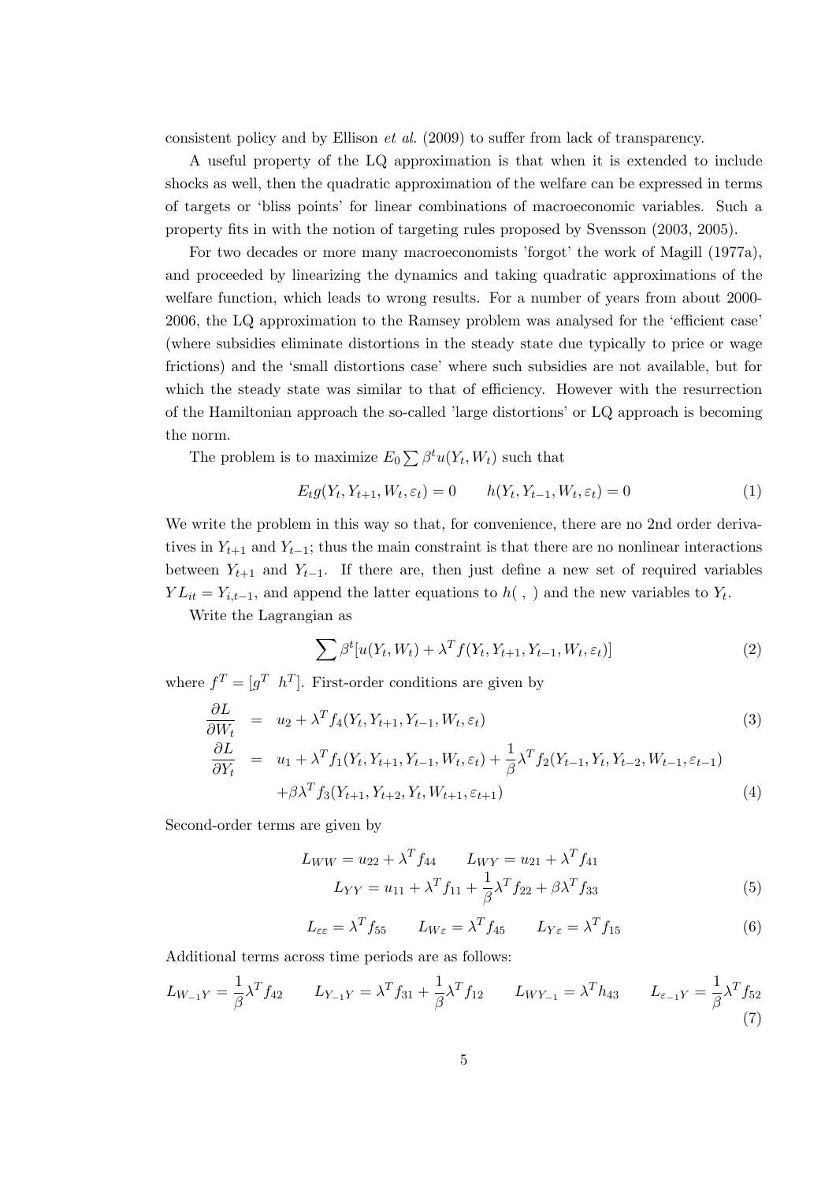consistent policy and by Ellison *et al.* (2009) to suffer from lack of transparency.

A useful property of the LQ approximation is that when it is extended to include shocks as well, then the quadratic approximation of the welfare can be expressed in terms of targets or 'bliss points' for linear combinations of macroeconomic variables. Such a property fits in with the notion of targeting rules proposed by Svensson (2003, 2005).

For two decades or more many macroeconomists 'forgot' the work of Magill (1977a), and proceeded by linearizing the dynamics and taking quadratic approximations of the welfare function, which leads to wrong results. For a number of years from about 2000-2006, the LQ approximation to the Ramsey problem was analysed for the 'efficient case' (where subsidies eliminate distortions in the steady state due typically to price or wage frictions) and the 'small distortions case' where such subsidies are not available, but for which the steady state was similar to that of efficiency. However with the resurrection of the Hamiltonian approach the so-called 'large distortions' or LQ approach is becoming the norm.

The problem is to maximize $E_0 \sum \beta^t u(Y_t, W_t)$ such that

$$E_t g(Y_t, Y_{t+1}, W_t, \varepsilon_t) = 0 \qquad h(Y_t, Y_{t-1}, W_t, \varepsilon_t) = 0 \tag{1}$$

We write the problem in this way so that, for convenience, there are no 2nd order derivatives in $Y_{t+1}$ and $Y_{t-1}$; thus the main constraint is that there are no nonlinear interactions between $Y_{t+1}$ and $Y_{t-1}$. If there are, then just define a new set of required variables $YL_{it} = Y_{i,t-1}$, and append the latter equations to $h( \, , \, )$ and the new variables to $Y_t$.

Write the Lagrangian as

$$\sum \beta^t [u(Y_t, W_t) + \lambda^T f(Y_t, Y_{t+1}, Y_{t-1}, W_t, \varepsilon_t)] \tag{2}$$

where $f^T = [g^T \;\; h^T]$. First-order conditions are given by

$$\frac{\partial L}{\partial W_t} = u_2 + \lambda^T f_4(Y_t, Y_{t+1}, Y_{t-1}, W_t, \varepsilon_t) \tag{3}$$

$$\frac{\partial L}{\partial Y_t} = u_1 + \lambda^T f_1(Y_t, Y_{t+1}, Y_{t-1}, W_t, \varepsilon_t) + \frac{1}{\beta}\lambda^T f_2(Y_{t-1}, Y_t, Y_{t-2}, W_{t-1}, \varepsilon_{t-1}) + \beta \lambda^T f_3(Y_{t+1}, Y_{t+2}, Y_t, W_{t+1}, \varepsilon_{t+1}) \tag{4}$$

Second-order terms are given by

$$L_{WW} = u_{22} + \lambda^T f_{44} \qquad L_{WY} = u_{21} + \lambda^T f_{41}$$
$$L_{YY} = u_{11} + \lambda^T f_{11} + \frac{1}{\beta}\lambda^T f_{22} + \beta \lambda^T f_{33} \tag{5}$$

$$L_{\varepsilon\varepsilon} = \lambda^T f_{55} \qquad L_{W\varepsilon} = \lambda^T f_{45} \qquad L_{Y\varepsilon} = \lambda^T f_{15} \tag{6}$$

Additional terms across time periods are as follows:

$$L_{W_{-1}Y} = \frac{1}{\beta}\lambda^T f_{42} \qquad L_{Y_{-1}Y} = \lambda^T f_{31} + \frac{1}{\beta}\lambda^T f_{12} \qquad L_{WY_{-1}} = \lambda^T h_{43} \qquad L_{\varepsilon_{-1}Y} = \frac{1}{\beta}\lambda^T f_{52} \tag{7}$$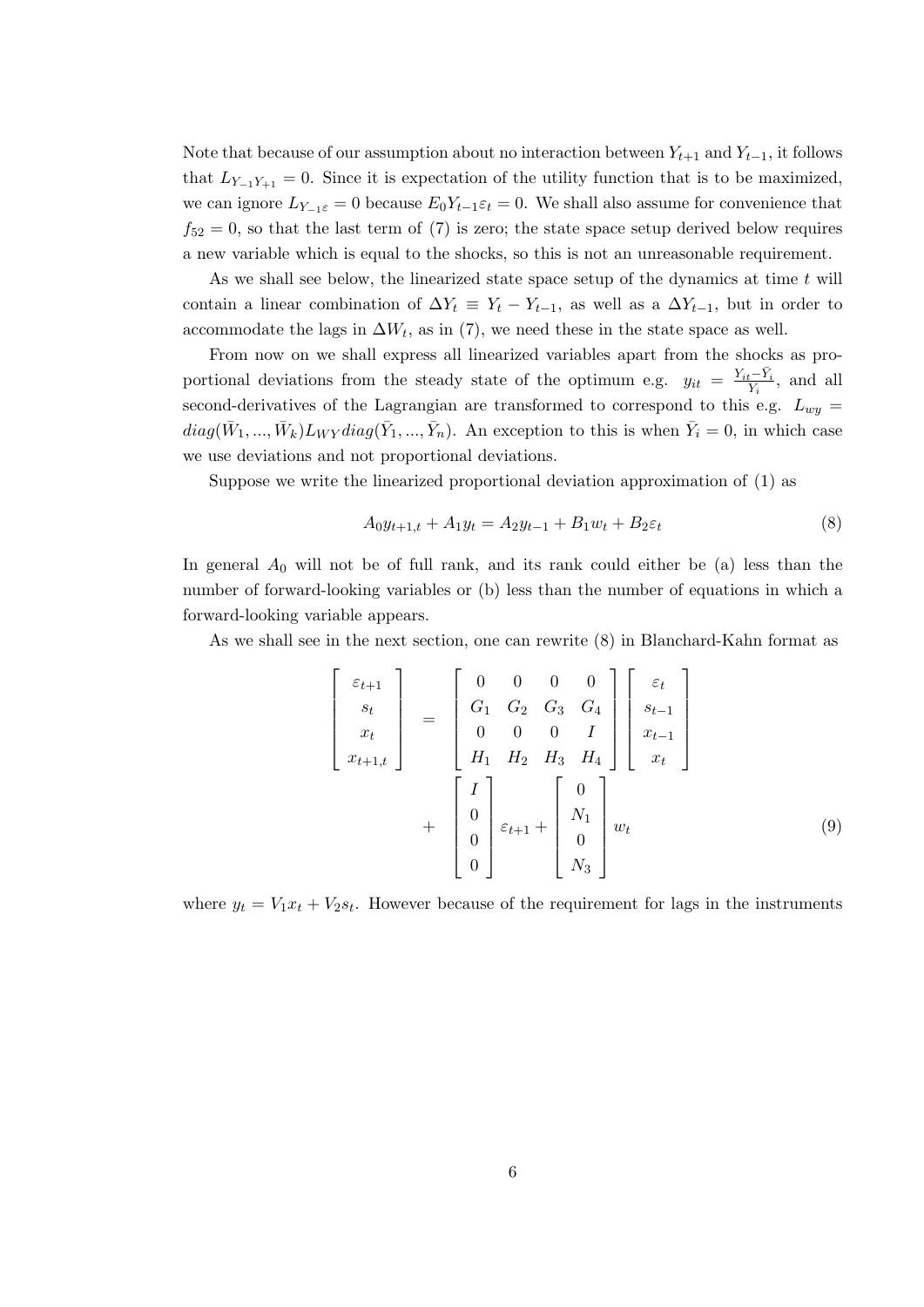Note that because of our assumption about no interaction between $Y_{t+1}$ and $Y_{t-1}$, it follows that $L_{Y_{-1}Y_{+1}} = 0$. Since it is expectation of the utility function that is to be maximized, we can ignore $L_{Y_{-1}\varepsilon} = 0$ because $E_0 Y_{t-1}\varepsilon_t = 0$. We shall also assume for convenience that $f_{52} = 0$, so that the last term of (7) is zero; the state space setup derived below requires a new variable which is equal to the shocks, so this is not an unreasonable requirement.

As we shall see below, the linearized state space setup of the dynamics at time $t$ will contain a linear combination of $\Delta Y_t \equiv Y_t - Y_{t-1}$, as well as a $\Delta Y_{t-1}$, but in order to accommodate the lags in $\Delta W_t$, as in (7), we need these in the state space as well.

From now on we shall express all linearized variables apart from the shocks as proportional deviations from the steady state of the optimum e.g. $y_{it} = \frac{Y_{it} - \bar{Y}_i}{\bar{Y}_i}$, and all second-derivatives of the Lagrangian are transformed to correspond to this e.g. $L_{wy} = diag(\bar{W}_1, ..., \bar{W}_k) L_{WY} diag(\bar{Y}_1, ..., \bar{Y}_n)$. An exception to this is when $\bar{Y}_i = 0$, in which case we use deviations and not proportional deviations.

Suppose we write the linearized proportional deviation approximation of (1) as

$$A_0 y_{t+1,t} + A_1 y_t = A_2 y_{t-1} + B_1 w_t + B_2 \varepsilon_t \tag{8}$$

In general $A_0$ will not be of full rank, and its rank could either be (a) less than the number of forward-looking variables or (b) less than the number of equations in which a forward-looking variable appears.

As we shall see in the next section, one can rewrite (8) in Blanchard-Kahn format as

$$\begin{bmatrix} \varepsilon_{t+1} \\ s_t \\ x_t \\ x_{t+1,t} \end{bmatrix} = \begin{bmatrix} 0 & 0 & 0 & 0 \\ G_1 & G_2 & G_3 & G_4 \\ 0 & 0 & 0 & I \\ H_1 & H_2 & H_3 & H_4 \end{bmatrix} \begin{bmatrix} \varepsilon_t \\ s_{t-1} \\ x_{t-1} \\ x_t \end{bmatrix} + \begin{bmatrix} I \\ 0 \\ 0 \\ 0 \end{bmatrix} \varepsilon_{t+1} + \begin{bmatrix} 0 \\ N_1 \\ 0 \\ N_3 \end{bmatrix} w_t \tag{9}$$

where $y_t = V_1 x_t + V_2 s_t$. However because of the requirement for lags in the instruments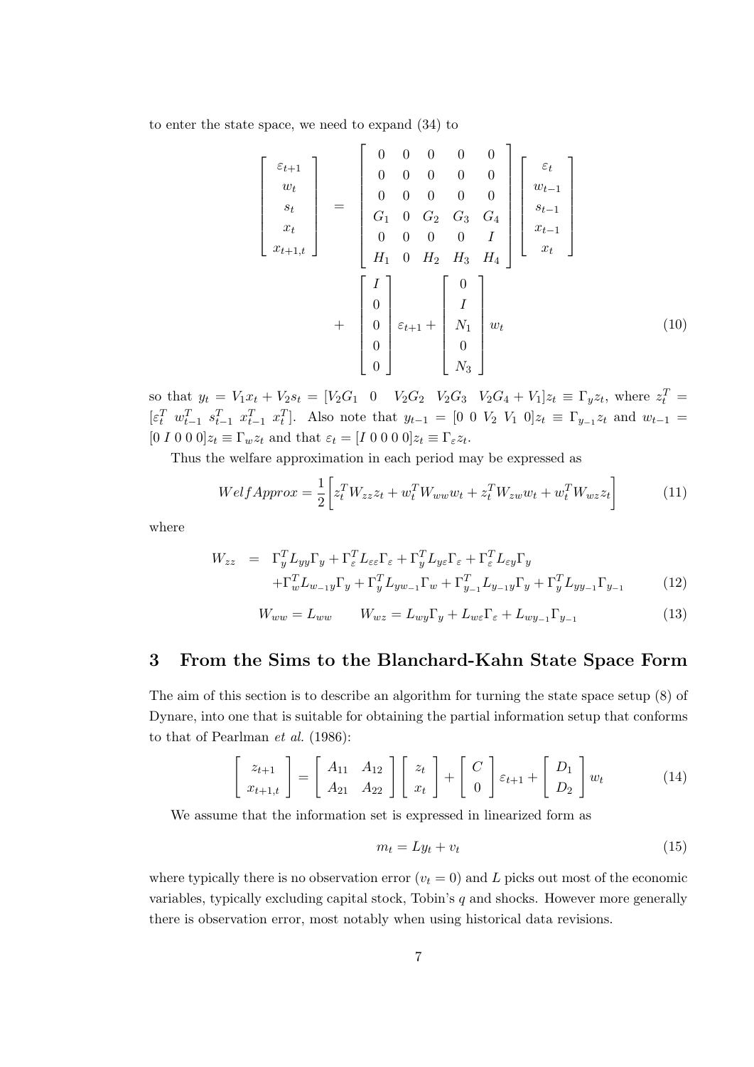to enter the state space, we need to expand (34) to

$$
\begin{bmatrix} \varepsilon_{t+1} \\ w_t \\ s_t \\ x_t \\ x_{t+1,t} \end{bmatrix} = \begin{bmatrix} 0 & 0 & 0 & 0 & 0 \\ 0 & 0 & 0 & 0 & 0 \\ 0 & 0 & 0 & 0 & 0 \\ G_1 & 0 & G_2 & G_3 & G_4 \\ 0 & 0 & 0 & 0 & I \\ H_1 & 0 & H_2 & H_3 & H_4 \end{bmatrix} \begin{bmatrix} \varepsilon_t \\ w_{t-1} \\ s_{t-1} \\ x_{t-1} \\ x_t \end{bmatrix} + \begin{bmatrix} I \\ 0 \\ 0 \\ 0 \\ 0 \end{bmatrix} \varepsilon_{t+1} + \begin{bmatrix} 0 \\ I \\ N_1 \\ 0 \\ N_3 \end{bmatrix} w_t \tag{10}
$$

so that $y_t = V_1 x_t + V_2 s_t = [V_2 G_1 \quad 0 \quad V_2 G_2 \quad V_2 G_3 \quad V_2 G_4 + V_1] z_t \equiv \Gamma_y z_t$, where $z_t^T = [\varepsilon_t^T \; w_{t-1}^T \; s_{t-1}^T \; x_{t-1}^T \; x_t^T]$. Also note that $y_{t-1} = [0 \; 0 \; V_2 \; V_1 \; 0] z_t \equiv \Gamma_{y_{-1}} z_t$ and $w_{t-1} = [0 \; I \; 0 \; 0 \; 0] z_t \equiv \Gamma_w z_t$ and that $\varepsilon_t = [I \; 0 \; 0 \; 0 \; 0] z_t \equiv \Gamma_\varepsilon z_t$.

Thus the welfare approximation in each period may be expressed as

$$
WelfApprox = \frac{1}{2}\left[ z_t^T W_{zz} z_t + w_t^T W_{ww} w_t + z_t^T W_{zw} w_t + w_t^T W_{wz} z_t \right] \tag{11}
$$

where

$$
\begin{aligned}
W_{zz} &= \Gamma_y^T L_{yy} \Gamma_y + \Gamma_\varepsilon^T L_{\varepsilon\varepsilon} \Gamma_\varepsilon + \Gamma_y^T L_{y\varepsilon} \Gamma_\varepsilon + \Gamma_\varepsilon^T L_{\varepsilon y} \Gamma_y \\
&\quad + \Gamma_w^T L_{w_{-1} y} \Gamma_y + \Gamma_y^T L_{y w_{-1}} \Gamma_w + \Gamma_{y_{-1}}^T L_{y_{-1} y} \Gamma_y + \Gamma_y^T L_{y y_{-1}} \Gamma_{y_{-1}}
\end{aligned} \tag{12}
$$

$$
W_{ww} = L_{ww} \qquad W_{wz} = L_{wy} \Gamma_y + L_{w\varepsilon} \Gamma_\varepsilon + L_{w y_{-1}} \Gamma_{y_{-1}} \tag{13}
$$

## 3 From the Sims to the Blanchard-Kahn State Space Form

The aim of this section is to describe an algorithm for turning the state space setup (8) of Dynare, into one that is suitable for obtaining the partial information setup that conforms to that of Pearlman *et al.* (1986):

$$
\begin{bmatrix} z_{t+1} \\ x_{t+1,t} \end{bmatrix} = \begin{bmatrix} A_{11} & A_{12} \\ A_{21} & A_{22} \end{bmatrix} \begin{bmatrix} z_t \\ x_t \end{bmatrix} + \begin{bmatrix} C \\ 0 \end{bmatrix} \varepsilon_{t+1} + \begin{bmatrix} D_1 \\ D_2 \end{bmatrix} w_t \tag{14}
$$

We assume that the information set is expressed in linearized form as

$$
m_t = L y_t + v_t \tag{15}
$$

where typically there is no observation error ($v_t = 0$) and $L$ picks out most of the economic variables, typically excluding capital stock, Tobin's $q$ and shocks. However more generally there is observation error, most notably when using historical data revisions.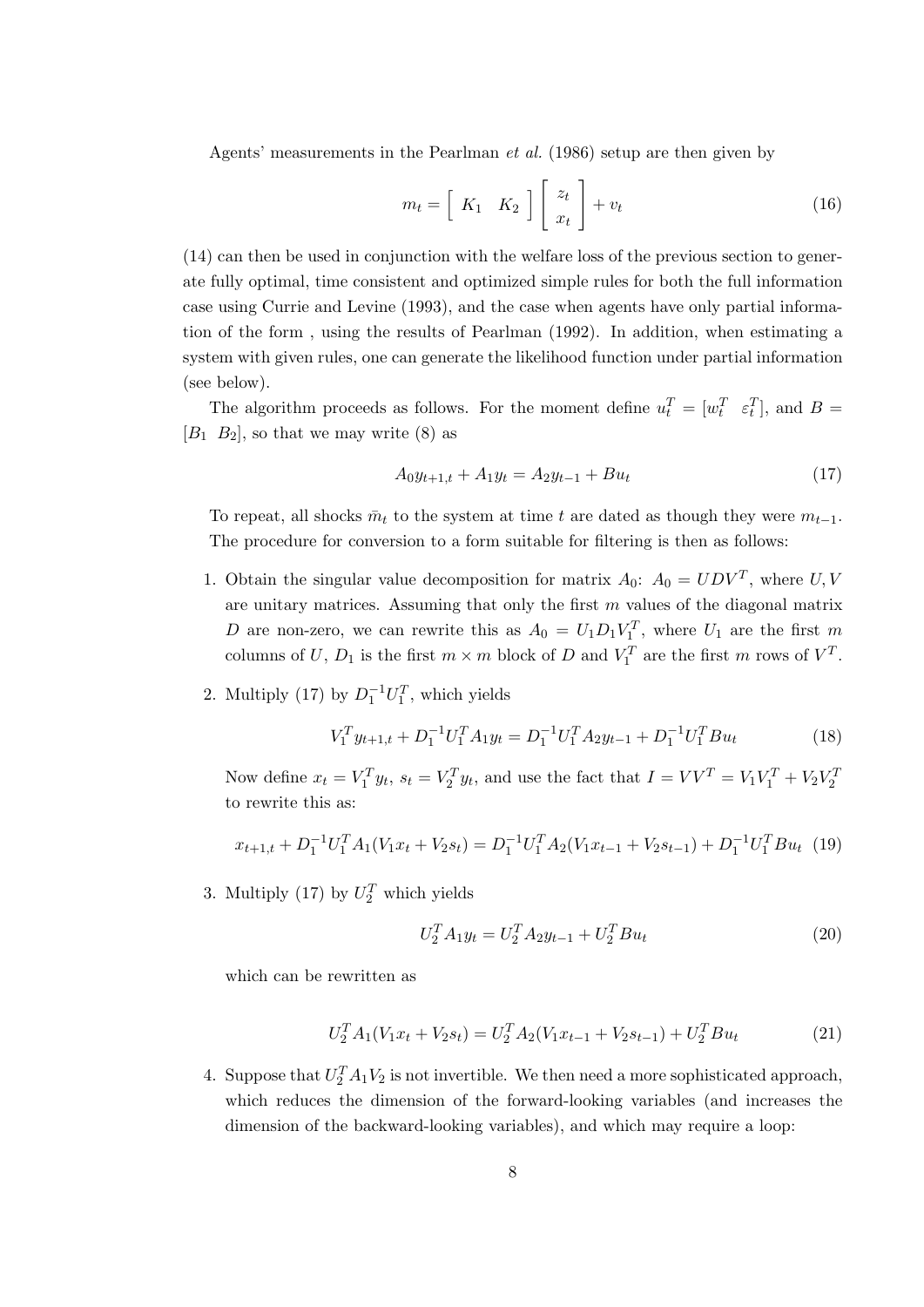Agents' measurements in the Pearlman *et al.* (1986) setup are then given by

$$m_t = \left[ \begin{array}{cc} K_1 & K_2 \end{array} \right] \left[ \begin{array}{c} z_t \\ x_t \end{array} \right] + v_t \tag{16}$$

(14) can then be used in conjunction with the welfare loss of the previous section to generate fully optimal, time consistent and optimized simple rules for both the full information case using Currie and Levine (1993), and the case when agents have only partial information of the form , using the results of Pearlman (1992). In addition, when estimating a system with given rules, one can generate the likelihood function under partial information (see below).

The algorithm proceeds as follows. For the moment define $u_t^T = [w_t^T \;\; \varepsilon_t^T]$, and $B = [B_1 \;\; B_2]$, so that we may write (8) as

$$A_0 y_{t+1,t} + A_1 y_t = A_2 y_{t-1} + B u_t \tag{17}$$

To repeat, all shocks $\bar{m}_t$ to the system at time $t$ are dated as though they were $m_{t-1}$. The procedure for conversion to a form suitable for filtering is then as follows:

1. Obtain the singular value decomposition for matrix $A_0$: $A_0 = UDV^T$, where $U, V$ are unitary matrices. Assuming that only the first $m$ values of the diagonal matrix $D$ are non-zero, we can rewrite this as $A_0 = U_1 D_1 V_1^T$, where $U_1$ are the first $m$ columns of $U$, $D_1$ is the first $m \times m$ block of $D$ and $V_1^T$ are the first $m$ rows of $V^T$.

2. Multiply (17) by $D_1^{-1} U_1^T$, which yields

$$V_1^T y_{t+1,t} + D_1^{-1} U_1^T A_1 y_t = D_1^{-1} U_1^T A_2 y_{t-1} + D_1^{-1} U_1^T B u_t \tag{18}$$

Now define $x_t = V_1^T y_t$, $s_t = V_2^T y_t$, and use the fact that $I = VV^T = V_1 V_1^T + V_2 V_2^T$ to rewrite this as:

$$x_{t+1,t} + D_1^{-1} U_1^T A_1 (V_1 x_t + V_2 s_t) = D_1^{-1} U_1^T A_2 (V_1 x_{t-1} + V_2 s_{t-1}) + D_1^{-1} U_1^T B u_t \tag{19}$$

3. Multiply (17) by $U_2^T$ which yields

$$U_2^T A_1 y_t = U_2^T A_2 y_{t-1} + U_2^T B u_t \tag{20}$$

which can be rewritten as

$$U_2^T A_1 (V_1 x_t + V_2 s_t) = U_2^T A_2 (V_1 x_{t-1} + V_2 s_{t-1}) + U_2^T B u_t \tag{21}$$

4. Suppose that $U_2^T A_1 V_2$ is not invertible. We then need a more sophisticated approach, which reduces the dimension of the forward-looking variables (and increases the dimension of the backward-looking variables), and which may require a loop: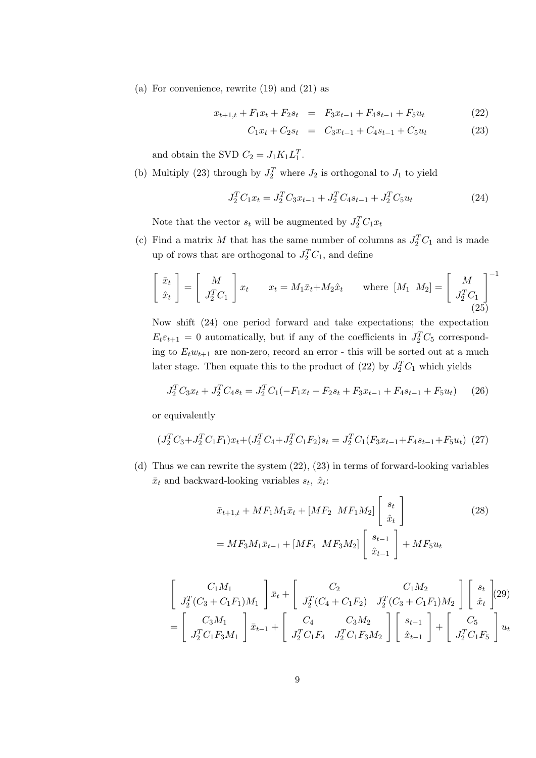(a) For convenience, rewrite (19) and (21) as

$$
\begin{aligned}
x_{t+1,t} + F_1 x_t + F_2 s_t &= F_3 x_{t-1} + F_4 s_{t-1} + F_5 u_t \qquad (22)\\
C_1 x_t + C_2 s_t &= C_3 x_{t-1} + C_4 s_{t-1} + C_5 u_t \qquad (23)
\end{aligned}
$$

and obtain the SVD $C_2 = J_1 K_1 L_1^T$.

(b) Multiply (23) through by $J_2^T$ where $J_2$ is orthogonal to $J_1$ to yield

$$
J_2^T C_1 x_t = J_2^T C_3 x_{t-1} + J_2^T C_4 s_{t-1} + J_2^T C_5 u_t \qquad (24)
$$

Note that the vector $s_t$ will be augmented by $J_2^T C_1 x_t$

(c) Find a matrix $M$ that has the same number of columns as $J_2^T C_1$ and is made up of rows that are orthogonal to $J_2^T C_1$, and define

$$
\begin{bmatrix} \bar{x}_t \\ \hat{x}_t \end{bmatrix} = \begin{bmatrix} M \\ J_2^T C_1 \end{bmatrix} x_t \qquad x_t = M_1 \bar{x}_t + M_2 \hat{x}_t \qquad \text{where } [M_1 \;\; M_2] = \begin{bmatrix} M \\ J_2^T C_1 \end{bmatrix}^{-1} \qquad (25)
$$

Now shift (24) one period forward and take expectations; the expectation $E_t \varepsilon_{t+1} = 0$ automatically, but if any of the coefficients in $J_2^T C_5$ corresponding to $E_t w_{t+1}$ are non-zero, record an error - this will be sorted out at a much later stage. Then equate this to the product of (22) by $J_2^T C_1$ which yields

$$
J_2^T C_3 x_t + J_2^T C_4 s_t = J_2^T C_1 (-F_1 x_t - F_2 s_t + F_3 x_{t-1} + F_4 s_{t-1} + F_5 u_t) \qquad (26)
$$

or equivalently

$$
(J_2^T C_3 + J_2^T C_1 F_1) x_t + (J_2^T C_4 + J_2^T C_1 F_2) s_t = J_2^T C_1 (F_3 x_{t-1} + F_4 s_{t-1} + F_5 u_t) \qquad (27)
$$

(d) Thus we can rewrite the system (22), (23) in terms of forward-looking variables $\bar{x}_t$ and backward-looking variables $s_t$, $\hat{x}_t$:

$$
\begin{aligned}
&\bar{x}_{t+1,t} + M F_1 M_1 \bar{x}_t + [M F_2 \;\; M F_1 M_2] \begin{bmatrix} s_t \\ \hat{x}_t \end{bmatrix} \qquad (28)\\
&= M F_3 M_1 \bar{x}_{t-1} + [M F_4 \;\; M F_3 M_2] \begin{bmatrix} s_{t-1} \\ \hat{x}_{t-1} \end{bmatrix} + M F_5 u_t
\end{aligned}
$$

$$
\begin{aligned}
&\begin{bmatrix} C_1 M_1 \\ J_2^T (C_3 + C_1 F_1) M_1 \end{bmatrix} \bar{x}_t + \begin{bmatrix} C_2 & C_1 M_2 \\ J_2^T (C_4 + C_1 F_2) & J_2^T (C_3 + C_1 F_1) M_2 \end{bmatrix} \begin{bmatrix} s_t \\ \hat{x}_t \end{bmatrix} \qquad (29)\\
&= \begin{bmatrix} C_3 M_1 \\ J_2^T C_1 F_3 M_1 \end{bmatrix} \bar{x}_{t-1} + \begin{bmatrix} C_4 & C_3 M_2 \\ J_2^T C_1 F_4 & J_2^T C_1 F_3 M_2 \end{bmatrix} \begin{bmatrix} s_{t-1} \\ \hat{x}_{t-1} \end{bmatrix} + \begin{bmatrix} C_5 \\ J_2^T C_1 F_5 \end{bmatrix} u_t
\end{aligned}
$$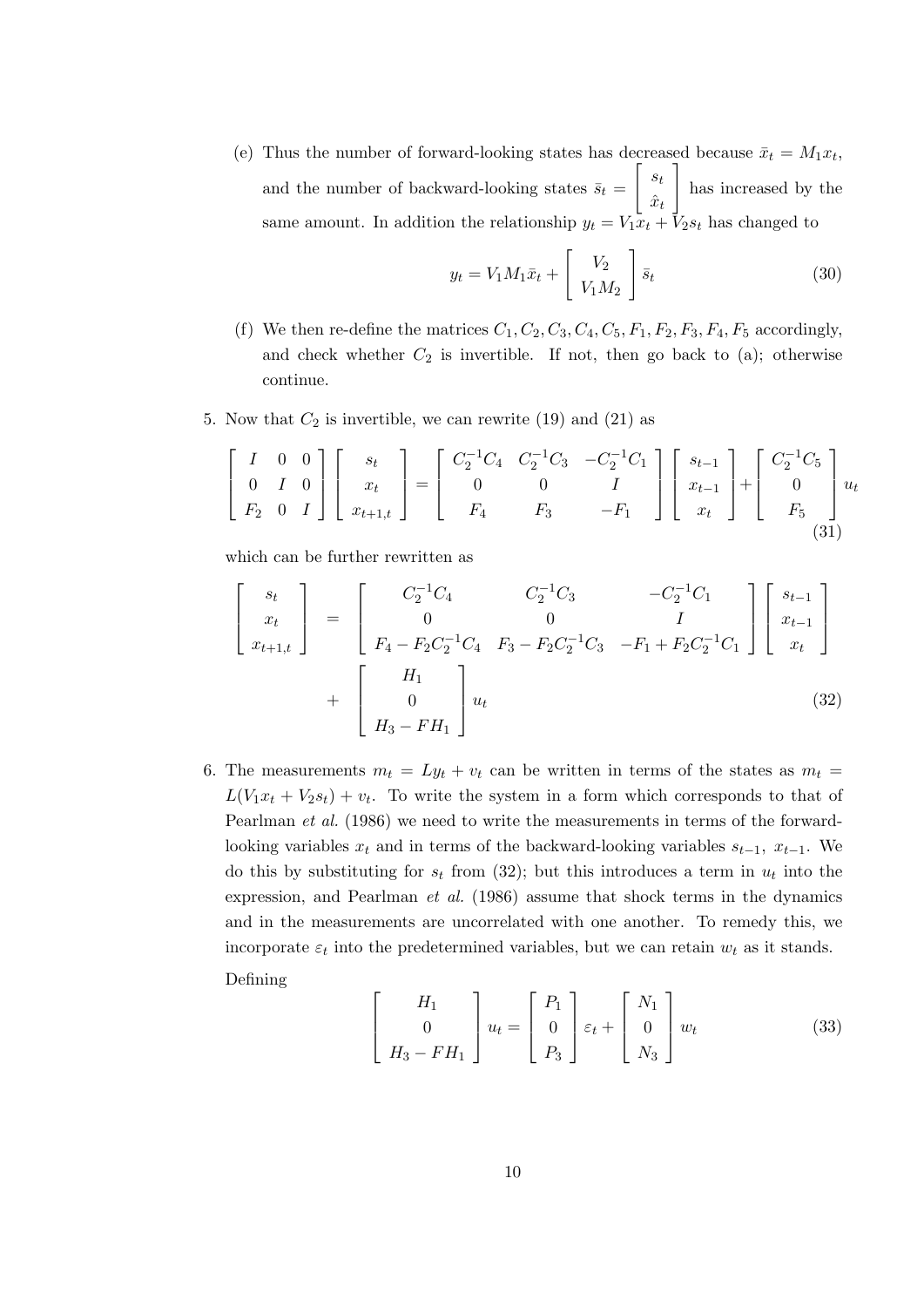(e) Thus the number of forward-looking states has decreased because $\bar{x}_t = M_1 x_t$, and the number of backward-looking states $\bar{s}_t = \begin{bmatrix} s_t \\ \hat{x}_t \end{bmatrix}$ has increased by the same amount. In addition the relationship $y_t = V_1 x_t + V_2 s_t$ has changed to

$$y_t = V_1 M_1 \bar{x}_t + \begin{bmatrix} V_2 \\ V_1 M_2 \end{bmatrix} \bar{s}_t \tag{30}$$

(f) We then re-define the matrices $C_1, C_2, C_3, C_4, C_5, F_1, F_2, F_3, F_4, F_5$ accordingly, and check whether $C_2$ is invertible. If not, then go back to (a); otherwise continue.

5. Now that $C_2$ is invertible, we can rewrite (19) and (21) as

$$\begin{bmatrix} I & 0 & 0 \\ 0 & I & 0 \\ F_2 & 0 & I \end{bmatrix} \begin{bmatrix} s_t \\ x_t \\ x_{t+1,t} \end{bmatrix} = \begin{bmatrix} C_2^{-1}C_4 & C_2^{-1}C_3 & -C_2^{-1}C_1 \\ 0 & 0 & I \\ F_4 & F_3 & -F_1 \end{bmatrix} \begin{bmatrix} s_{t-1} \\ x_{t-1} \\ x_t \end{bmatrix} + \begin{bmatrix} C_2^{-1}C_5 \\ 0 \\ F_5 \end{bmatrix} u_t \tag{31}$$

which can be further rewritten as

$$\begin{aligned} \begin{bmatrix} s_t \\ x_t \\ x_{t+1,t} \end{bmatrix} &= \begin{bmatrix} C_2^{-1}C_4 & C_2^{-1}C_3 & -C_2^{-1}C_1 \\ 0 & 0 & I \\ F_4 - F_2 C_2^{-1} C_4 & F_3 - F_2 C_2^{-1} C_3 & -F_1 + F_2 C_2^{-1} C_1 \end{bmatrix} \begin{bmatrix} s_{t-1} \\ x_{t-1} \\ x_t \end{bmatrix} \\ &+ \begin{bmatrix} H_1 \\ 0 \\ H_3 - FH_1 \end{bmatrix} u_t \end{aligned} \tag{32}$$

6. The measurements $m_t = Ly_t + v_t$ can be written in terms of the states as $m_t = L(V_1 x_t + V_2 s_t) + v_t$. To write the system in a form which corresponds to that of Pearlman *et al.* (1986) we need to write the measurements in terms of the forward-looking variables $x_t$ and in terms of the backward-looking variables $s_{t-1}$, $x_{t-1}$. We do this by substituting for $s_t$ from (32); but this introduces a term in $u_t$ into the expression, and Pearlman *et al.* (1986) assume that shock terms in the dynamics and in the measurements are uncorrelated with one another. To remedy this, we incorporate $\varepsilon_t$ into the predetermined variables, but we can retain $w_t$ as it stands.

Defining

$$\begin{bmatrix} H_1 \\ 0 \\ H_3 - FH_1 \end{bmatrix} u_t = \begin{bmatrix} P_1 \\ 0 \\ P_3 \end{bmatrix} \varepsilon_t + \begin{bmatrix} N_1 \\ 0 \\ N_3 \end{bmatrix} w_t \tag{33}$$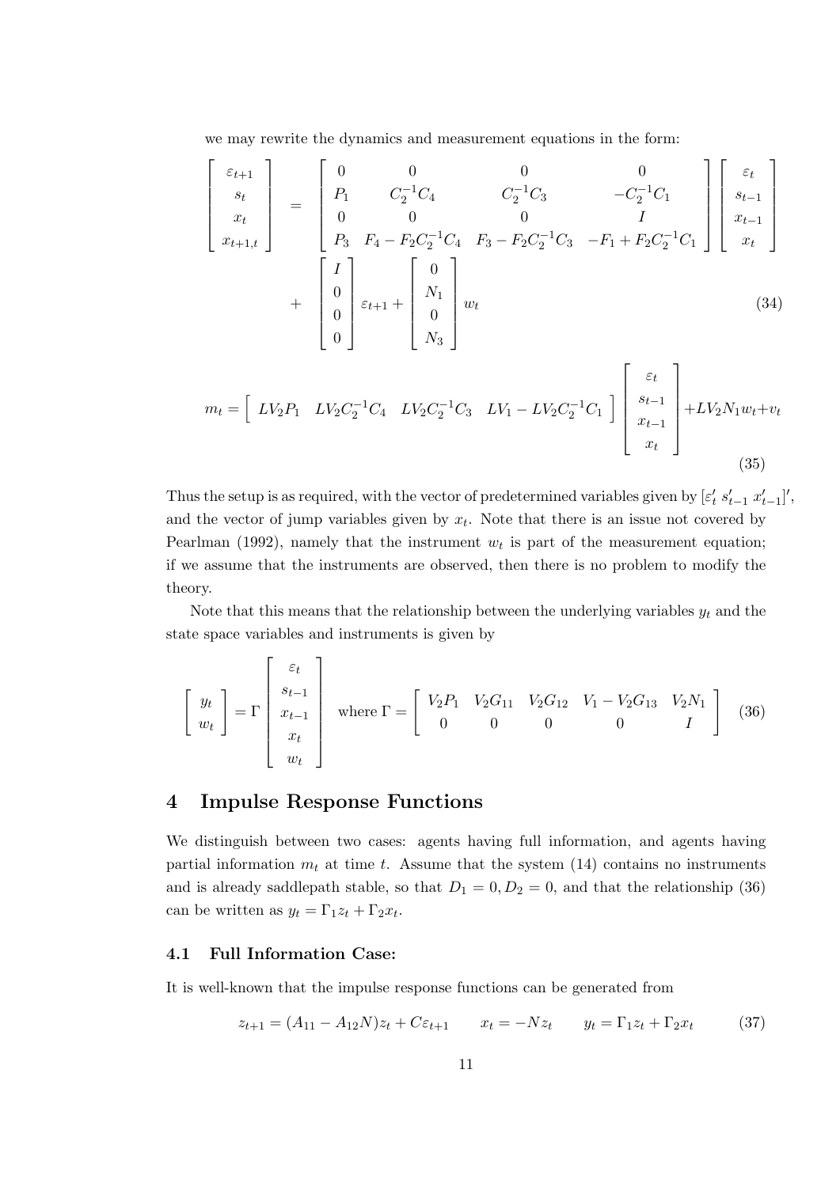we may rewrite the dynamics and measurement equations in the form:

$$
\begin{bmatrix} \varepsilon_{t+1} \\ s_t \\ x_t \\ x_{t+1,t} \end{bmatrix} = \begin{bmatrix} 0 & 0 & 0 & 0 \\ P_1 & C_2^{-1}C_4 & C_2^{-1}C_3 & -C_2^{-1}C_1 \\ 0 & 0 & 0 & I \\ P_3 & F_4 - F_2C_2^{-1}C_4 & F_3 - F_2C_2^{-1}C_3 & -F_1 + F_2C_2^{-1}C_1 \end{bmatrix} \begin{bmatrix} \varepsilon_t \\ s_{t-1} \\ x_{t-1} \\ x_t \end{bmatrix} + \begin{bmatrix} I \\ 0 \\ 0 \\ 0 \end{bmatrix} \varepsilon_{t+1} + \begin{bmatrix} 0 \\ N_1 \\ 0 \\ N_3 \end{bmatrix} w_t \tag{34}
$$

$$
m_t = \begin{bmatrix} LV_2P_1 & LV_2C_2^{-1}C_4 & LV_2C_2^{-1}C_3 & LV_1 - LV_2C_2^{-1}C_1 \end{bmatrix} \begin{bmatrix} \varepsilon_t \\ s_{t-1} \\ x_{t-1} \\ x_t \end{bmatrix} + LV_2N_1w_t + v_t \tag{35}
$$

Thus the setup is as required, with the vector of predetermined variables given by $[\varepsilon_t' \; s_{t-1}' \; x_{t-1}']'$, and the vector of jump variables given by $x_t$. Note that there is an issue not covered by Pearlman (1992), namely that the instrument $w_t$ is part of the measurement equation; if we assume that the instruments are observed, then there is no problem to modify the theory.

Note that this means that the relationship between the underlying variables $y_t$ and the state space variables and instruments is given by

$$
\begin{bmatrix} y_t \\ w_t \end{bmatrix} = \Gamma \begin{bmatrix} \varepsilon_t \\ s_{t-1} \\ x_{t-1} \\ x_t \\ w_t \end{bmatrix} \quad \text{where } \Gamma = \begin{bmatrix} V_2P_1 & V_2G_{11} & V_2G_{12} & V_1 - V_2G_{13} & V_2N_1 \\ 0 & 0 & 0 & 0 & I \end{bmatrix} \tag{36}
$$

# 4 Impulse Response Functions

We distinguish between two cases: agents having full information, and agents having partial information $m_t$ at time $t$. Assume that the system (14) contains no instruments and is already saddlepath stable, so that $D_1 = 0, D_2 = 0$, and that the relationship (36) can be written as $y_t = \Gamma_1 z_t + \Gamma_2 x_t$.

## 4.1 Full Information Case:

It is well-known that the impulse response functions can be generated from

$$
z_{t+1} = (A_{11} - A_{12}N)z_t + C\varepsilon_{t+1} \qquad x_t = -Nz_t \qquad y_t = \Gamma_1 z_t + \Gamma_2 x_t \tag{37}
$$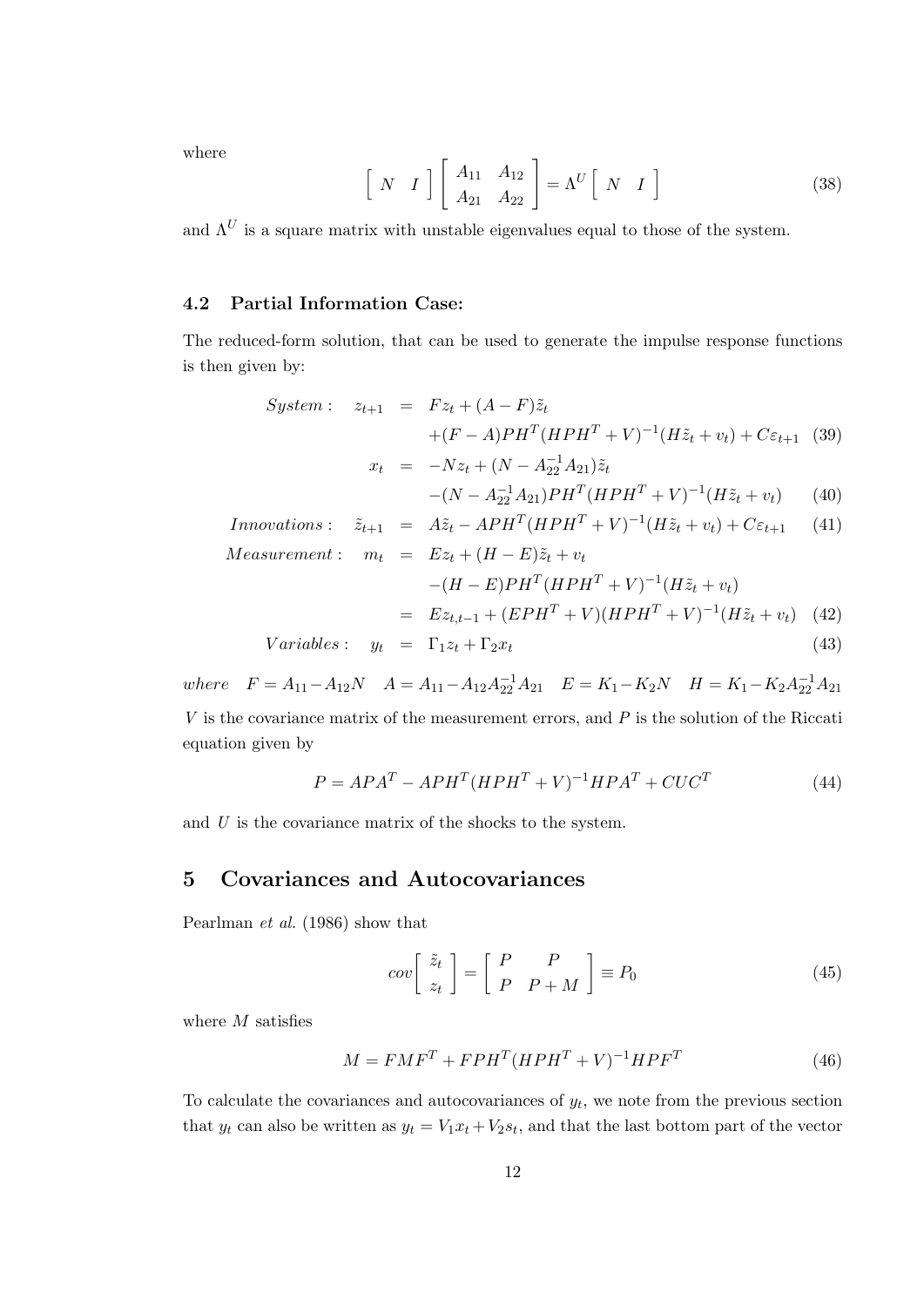where

$$
\left[ \begin{array}{cc} N & I \end{array} \right] \left[ \begin{array}{cc} A_{11} & A_{12} \\ A_{21} & A_{22} \end{array} \right] = \Lambda^U \left[ \begin{array}{cc} N & I \end{array} \right] \tag{38}
$$

and $\Lambda^U$ is a square matrix with unstable eigenvalues equal to those of the system.

### 4.2 Partial Information Case:

The reduced-form solution, that can be used to generate the impulse response functions is then given by:

$$
\begin{aligned}
System: \quad z_{t+1} &= Fz_t + (A-F)\tilde{z}_t \\
&\quad +(F-A)PH^T(HPH^T+V)^{-1}(H\tilde{z}_t + v_t) + C\varepsilon_{t+1} \quad (39) \\
x_t &= -Nz_t + (N - A_{22}^{-1}A_{21})\tilde{z}_t \\
&\quad -(N - A_{22}^{-1}A_{21})PH^T(HPH^T+V)^{-1}(H\tilde{z}_t + v_t) \quad (40) \\
Innovations: \quad \tilde{z}_{t+1} &= A\tilde{z}_t - APH^T(HPH^T+V)^{-1}(H\tilde{z}_t + v_t) + C\varepsilon_{t+1} \quad (41) \\
Measurement: \quad m_t &= Ez_t + (H-E)\tilde{z}_t + v_t \\
&\quad -(H-E)PH^T(HPH^T+V)^{-1}(H\tilde{z}_t + v_t) \\
&= Ez_{t,t-1} + (EPH^T+V)(HPH^T+V)^{-1}(H\tilde{z}_t + v_t) \quad (42) \\
Variables: \quad y_t &= \Gamma_1 z_t + \Gamma_2 x_t \quad (43)
\end{aligned}
$$

*where* $\quad F = A_{11} - A_{12}N \quad A = A_{11} - A_{12}A_{22}^{-1}A_{21} \quad E = K_1 - K_2N \quad H = K_1 - K_2A_{22}^{-1}A_{21}$

$V$ is the covariance matrix of the measurement errors, and $P$ is the solution of the Riccati equation given by

$$
P = APA^T - APH^T(HPH^T+V)^{-1}HPA^T + CUC^T \tag{44}
$$

and $U$ is the covariance matrix of the shocks to the system.

## 5 Covariances and Autocovariances

Pearlman *et al.* (1986) show that

$$
cov\left[ \begin{array}{c} \tilde{z}_t \\ z_t \end{array} \right] = \left[ \begin{array}{cc} P & P \\ P & P+M \end{array} \right] \equiv P_0 \tag{45}
$$

where $M$ satisfies

$$
M = FMF^T + FPH^T(HPH^T+V)^{-1}HPF^T \tag{46}
$$

To calculate the covariances and autocovariances of $y_t$, we note from the previous section that $y_t$ can also be written as $y_t = V_1 x_t + V_2 s_t$, and that the last bottom part of the vector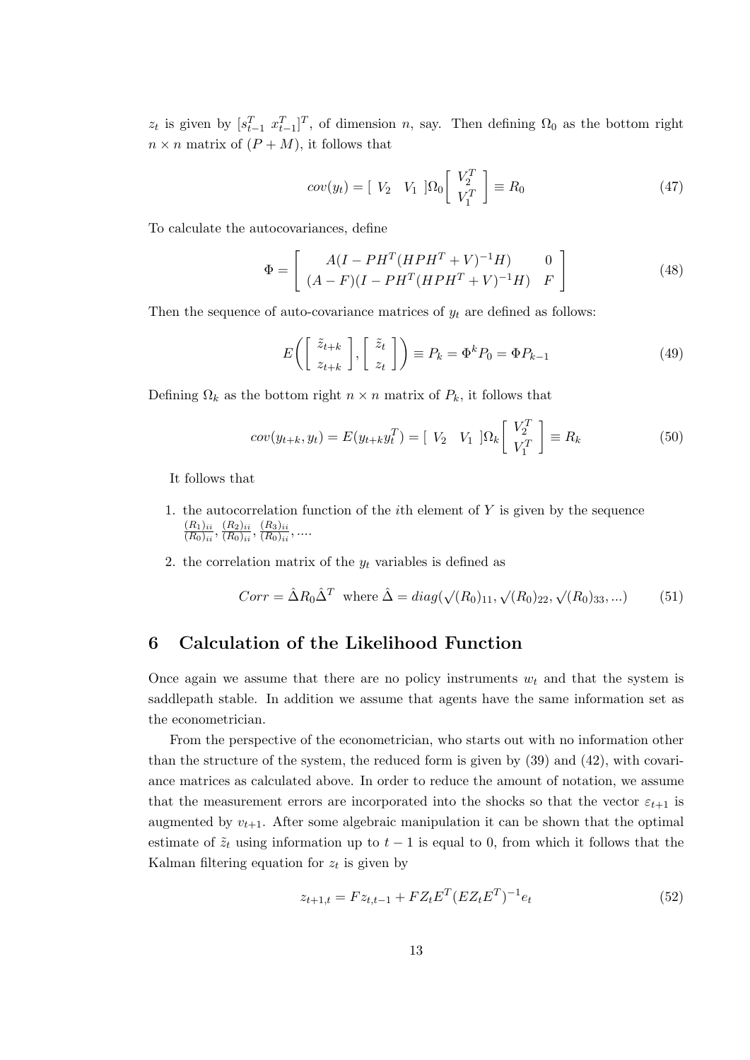$z_t$ is given by $[s_{t-1}^T \ x_{t-1}^T]^T$, of dimension $n$, say. Then defining $\Omega_0$ as the bottom right $n \times n$ matrix of $(P+M)$, it follows that

$$cov(y_t) = [\ V_2 \quad V_1\ ]\Omega_0 \begin{bmatrix} V_2^T \\ V_1^T \end{bmatrix} \equiv R_0 \tag{47}$$

To calculate the autocovariances, define

$$\Phi = \begin{bmatrix} A(I - PH^T(HPH^T+V)^{-1}H) & 0 \\ (A-F)(I - PH^T(HPH^T+V)^{-1}H) & F \end{bmatrix} \tag{48}$$

Then the sequence of auto-covariance matrices of $y_t$ are defined as follows:

$$E\left( \begin{bmatrix} \tilde{z}_{t+k} \\ z_{t+k} \end{bmatrix}, \begin{bmatrix} \tilde{z}_t \\ z_t \end{bmatrix} \right) \equiv P_k = \Phi^k P_0 = \Phi P_{k-1} \tag{49}$$

Defining $\Omega_k$ as the bottom right $n \times n$ matrix of $P_k$, it follows that

$$cov(y_{t+k}, y_t) = E(y_{t+k}y_t^T) = [\ V_2 \quad V_1\ ]\Omega_k \begin{bmatrix} V_2^T \\ V_1^T \end{bmatrix} \equiv R_k \tag{50}$$

It follows that

1. the autocorrelation function of the $i$th element of $Y$ is given by the sequence $\frac{(R_1)_{ii}}{(R_0)_{ii}}, \frac{(R_2)_{ii}}{(R_0)_{ii}}, \frac{(R_3)_{ii}}{(R_0)_{ii}}, \ldots$.
2. the correlation matrix of the $y_t$ variables is defined as

$$Corr = \hat{\Delta} R_0 \hat{\Delta}^T \ \text{ where } \hat{\Delta} = diag(\sqrt{(R_0)_{11}}, \sqrt{(R_0)_{22}}, \sqrt{(R_0)_{33}}, \ldots) \tag{51}$$

## 6 Calculation of the Likelihood Function

Once again we assume that there are no policy instruments $w_t$ and that the system is saddlepath stable. In addition we assume that agents have the same information set as the econometrician.

From the perspective of the econometrician, who starts out with no information other than the structure of the system, the reduced form is given by (39) and (42), with covariance matrices as calculated above. In order to reduce the amount of notation, we assume that the measurement errors are incorporated into the shocks so that the vector $\varepsilon_{t+1}$ is augmented by $v_{t+1}$. After some algebraic manipulation it can be shown that the optimal estimate of $\tilde{z}_t$ using information up to $t-1$ is equal to 0, from which it follows that the Kalman filtering equation for $z_t$ is given by

$$z_{t+1,t} = Fz_{t,t-1} + FZ_tE^T(EZ_tE^T)^{-1}e_t \tag{52}$$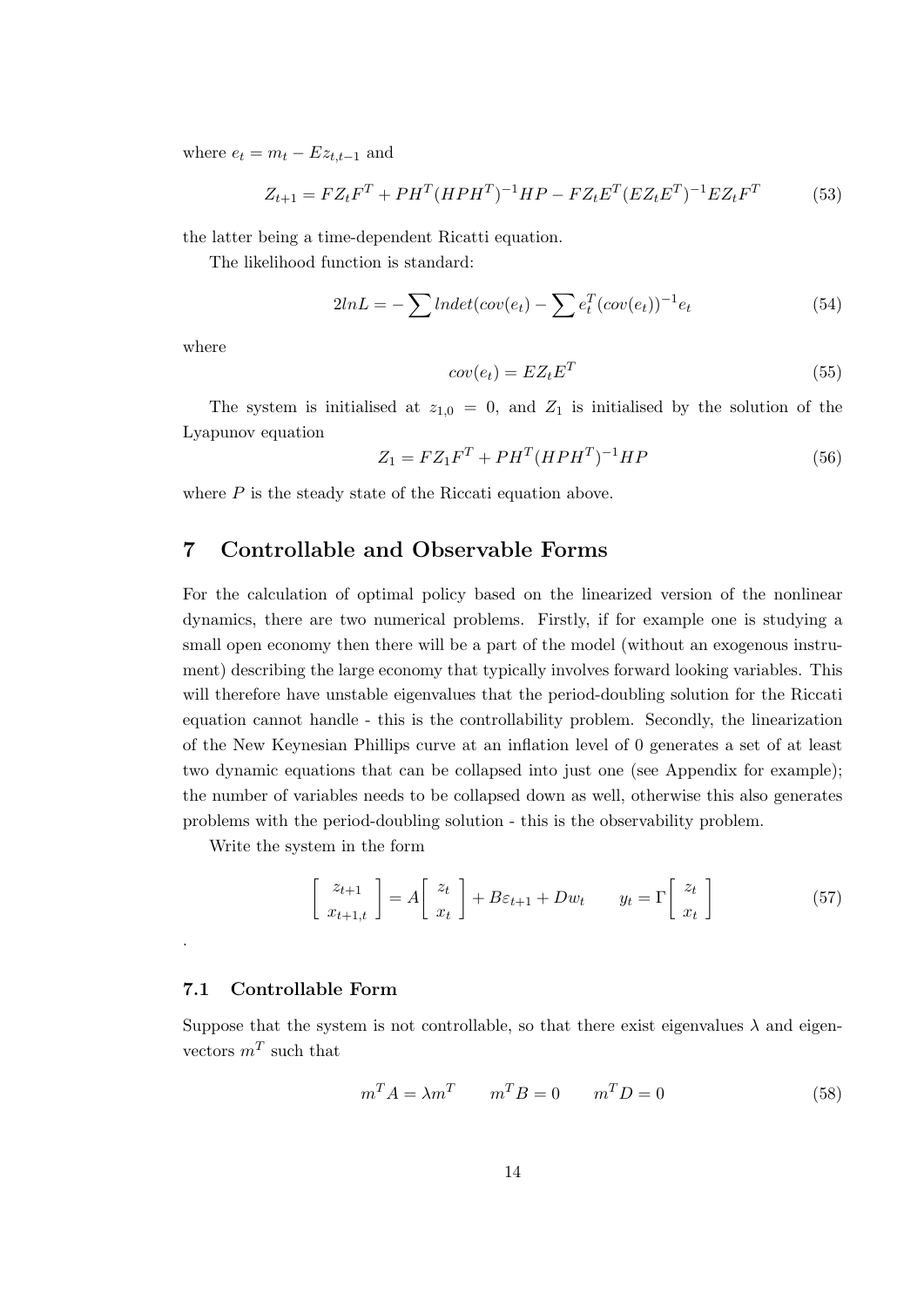where $e_t = m_t - Ez_{t,t-1}$ and

$$Z_{t+1} = FZ_tF^T + PH^T(HPH^T)^{-1}HP - FZ_tE^T(EZ_tE^T)^{-1}EZ_tF^T \tag{53}$$

the latter being a time-dependent Ricatti equation.

The likelihood function is standard:

$$2lnL = -\sum lndet(cov(e_t) - \sum e_t^T(cov(e_t))^{-1}e_t \tag{54}$$

where

$$cov(e_t) = EZ_tE^T \tag{55}$$

The system is initialised at $z_{1,0} = 0$, and $Z_1$ is initialised by the solution of the Lyapunov equation

$$Z_1 = FZ_1F^T + PH^T(HPH^T)^{-1}HP \tag{56}$$

where $P$ is the steady state of the Riccati equation above.

# 7 Controllable and Observable Forms

For the calculation of optimal policy based on the linearized version of the nonlinear dynamics, there are two numerical problems. Firstly, if for example one is studying a small open economy then there will be a part of the model (without an exogenous instrument) describing the large economy that typically involves forward looking variables. This will therefore have unstable eigenvalues that the period-doubling solution for the Riccati equation cannot handle - this is the controllability problem. Secondly, the linearization of the New Keynesian Phillips curve at an inflation level of 0 generates a set of at least two dynamic equations that can be collapsed into just one (see Appendix for example); the number of variables needs to be collapsed down as well, otherwise this also generates problems with the period-doubling solution - this is the observability problem.

Write the system in the form

$$\begin{bmatrix} z_{t+1} \\ x_{t+1,t} \end{bmatrix} = A \begin{bmatrix} z_t \\ x_t \end{bmatrix} + B\varepsilon_{t+1} + Dw_t \qquad y_t = \Gamma \begin{bmatrix} z_t \\ x_t \end{bmatrix} \tag{57}$$

.

## 7.1 Controllable Form

Suppose that the system is not controllable, so that there exist eigenvalues $\lambda$ and eigenvectors $m^T$ such that

$$m^TA = \lambda m^T \qquad m^TB = 0 \qquad m^TD = 0 \tag{58}$$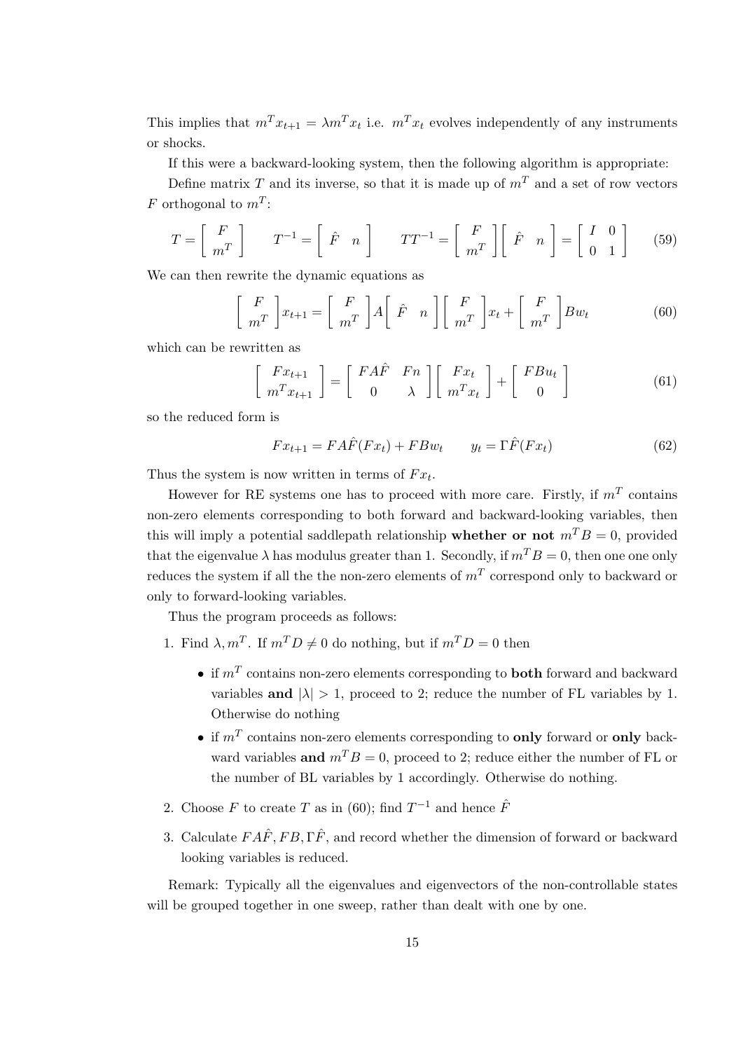This implies that $m^T x_{t+1} = \lambda m^T x_t$ i.e. $m^T x_t$ evolves independently of any instruments or shocks.

If this were a backward-looking system, then the following algorithm is appropriate:

Define matrix $T$ and its inverse, so that it is made up of $m^T$ and a set of row vectors $F$ orthogonal to $m^T$:

$$T = \begin{bmatrix} F \\ m^T \end{bmatrix} \qquad T^{-1} = \begin{bmatrix} \hat{F} & n \end{bmatrix} \qquad TT^{-1} = \begin{bmatrix} F \\ m^T \end{bmatrix} \begin{bmatrix} \hat{F} & n \end{bmatrix} = \begin{bmatrix} I & 0 \\ 0 & 1 \end{bmatrix} \tag{59}$$

We can then rewrite the dynamic equations as

$$\begin{bmatrix} F \\ m^T \end{bmatrix} x_{t+1} = \begin{bmatrix} F \\ m^T \end{bmatrix} A \begin{bmatrix} \hat{F} & n \end{bmatrix} \begin{bmatrix} F \\ m^T \end{bmatrix} x_t + \begin{bmatrix} F \\ m^T \end{bmatrix} B w_t \tag{60}$$

which can be rewritten as

$$\begin{bmatrix} F x_{t+1} \\ m^T x_{t+1} \end{bmatrix} = \begin{bmatrix} FA\hat{F} & Fn \\ 0 & \lambda \end{bmatrix} \begin{bmatrix} F x_t \\ m^T x_t \end{bmatrix} + \begin{bmatrix} FBu_t \\ 0 \end{bmatrix} \tag{61}$$

so the reduced form is

$$F x_{t+1} = FA\hat{F}(F x_t) + FBw_t \qquad y_t = \Gamma \hat{F}(F x_t) \tag{62}$$

Thus the system is now written in terms of $F x_t$.

However for RE systems one has to proceed with more care. Firstly, if $m^T$ contains non-zero elements corresponding to both forward and backward-looking variables, then this will imply a potential saddlepath relationship **whether or not** $m^T B = 0$, provided that the eigenvalue $\lambda$ has modulus greater than 1. Secondly, if $m^T B = 0$, then one one only reduces the system if all the the non-zero elements of $m^T$ correspond only to backward or only to forward-looking variables.

Thus the program proceeds as follows:

1. Find $\lambda, m^T$. If $m^T D \neq 0$ do nothing, but if $m^T D = 0$ then
   - if $m^T$ contains non-zero elements corresponding to **both** forward and backward variables **and** $|\lambda| > 1$, proceed to 2; reduce the number of FL variables by 1. Otherwise do nothing
   - if $m^T$ contains non-zero elements corresponding to **only** forward or **only** backward variables **and** $m^T B = 0$, proceed to 2; reduce either the number of FL or the number of BL variables by 1 accordingly. Otherwise do nothing.
2. Choose $F$ to create $T$ as in (60); find $T^{-1}$ and hence $\hat{F}$
3. Calculate $FA\hat{F}, FB, \Gamma\hat{F}$, and record whether the dimension of forward or backward looking variables is reduced.

Remark: Typically all the eigenvalues and eigenvectors of the non-controllable states will be grouped together in one sweep, rather than dealt with one by one.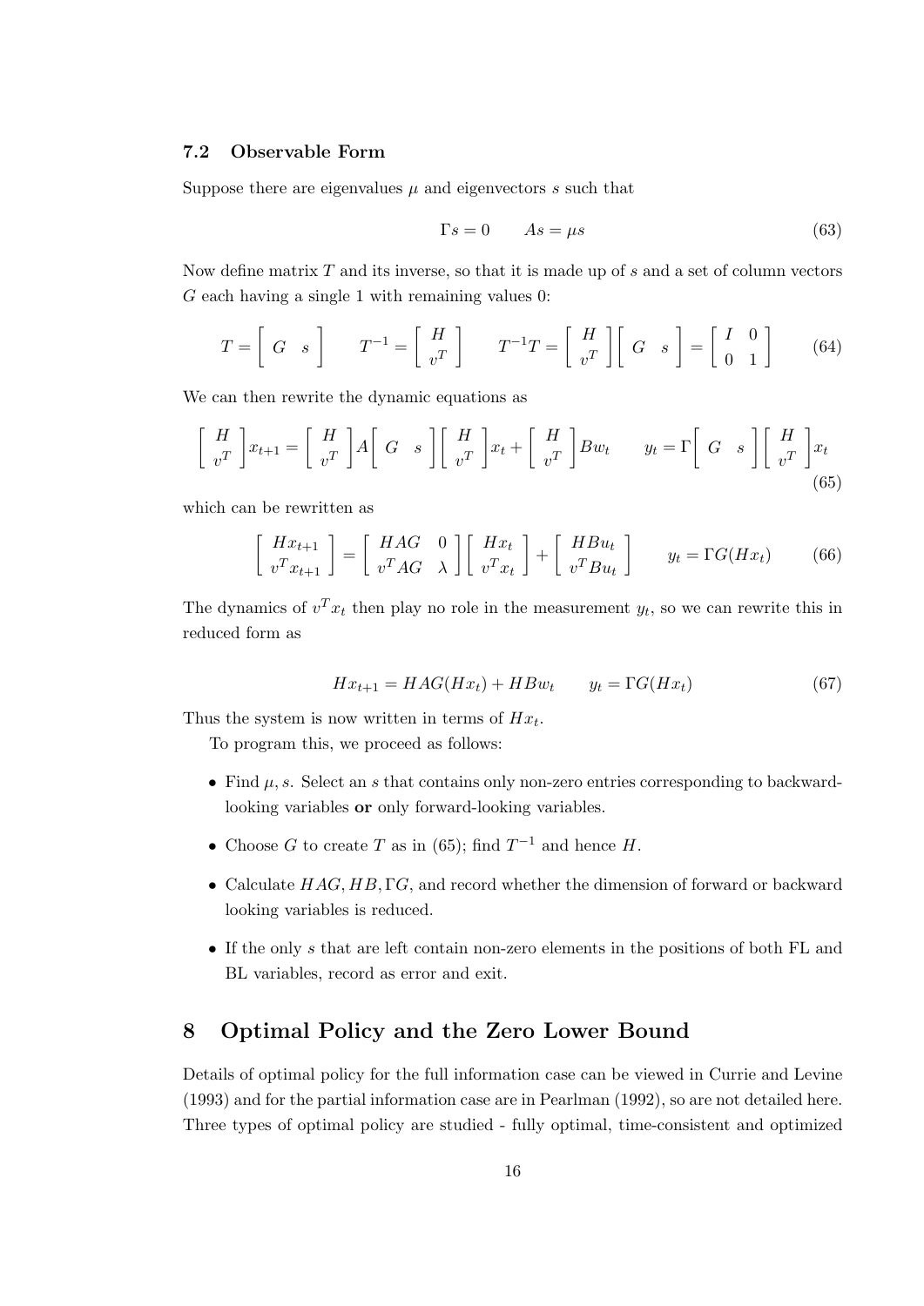### 7.2 Observable Form

Suppose there are eigenvalues $\mu$ and eigenvectors $s$ such that

$$\Gamma s = 0 \qquad As = \mu s \tag{63}$$

Now define matrix $T$ and its inverse, so that it is made up of $s$ and a set of column vectors $G$ each having a single 1 with remaining values 0:

$$T = \begin{bmatrix} G & s \end{bmatrix} \qquad T^{-1} = \begin{bmatrix} H \\ v^T \end{bmatrix} \qquad T^{-1}T = \begin{bmatrix} H \\ v^T \end{bmatrix} \begin{bmatrix} G & s \end{bmatrix} = \begin{bmatrix} I & 0 \\ 0 & 1 \end{bmatrix} \tag{64}$$

We can then rewrite the dynamic equations as

$$\begin{bmatrix} H \\ v^T \end{bmatrix} x_{t+1} = \begin{bmatrix} H \\ v^T \end{bmatrix} A \begin{bmatrix} G & s \end{bmatrix} \begin{bmatrix} H \\ v^T \end{bmatrix} x_t + \begin{bmatrix} H \\ v^T \end{bmatrix} B w_t \qquad y_t = \Gamma \begin{bmatrix} G & s \end{bmatrix} \begin{bmatrix} H \\ v^T \end{bmatrix} x_t \tag{65}$$

which can be rewritten as

$$\begin{bmatrix} Hx_{t+1} \\ v^T x_{t+1} \end{bmatrix} = \begin{bmatrix} HAG & 0 \\ v^T AG & \lambda \end{bmatrix} \begin{bmatrix} Hx_t \\ v^T x_t \end{bmatrix} + \begin{bmatrix} HBu_t \\ v^T Bu_t \end{bmatrix} \qquad y_t = \Gamma G(Hx_t) \tag{66}$$

The dynamics of $v^T x_t$ then play no role in the measurement $y_t$, so we can rewrite this in reduced form as

$$Hx_{t+1} = HAG(Hx_t) + HBw_t \qquad y_t = \Gamma G(Hx_t) \tag{67}$$

Thus the system is now written in terms of $Hx_t$.

To program this, we proceed as follows:

- Find $\mu, s$. Select an $s$ that contains only non-zero entries corresponding to backward-looking variables **or** only forward-looking variables.
- Choose $G$ to create $T$ as in (65); find $T^{-1}$ and hence $H$.
- Calculate $HAG, HB, \Gamma G$, and record whether the dimension of forward or backward looking variables is reduced.
- If the only $s$ that are left contain non-zero elements in the positions of both FL and BL variables, record as error and exit.

## 8 Optimal Policy and the Zero Lower Bound

Details of optimal policy for the full information case can be viewed in Currie and Levine (1993) and for the partial information case are in Pearlman (1992), so are not detailed here. Three types of optimal policy are studied - fully optimal, time-consistent and optimized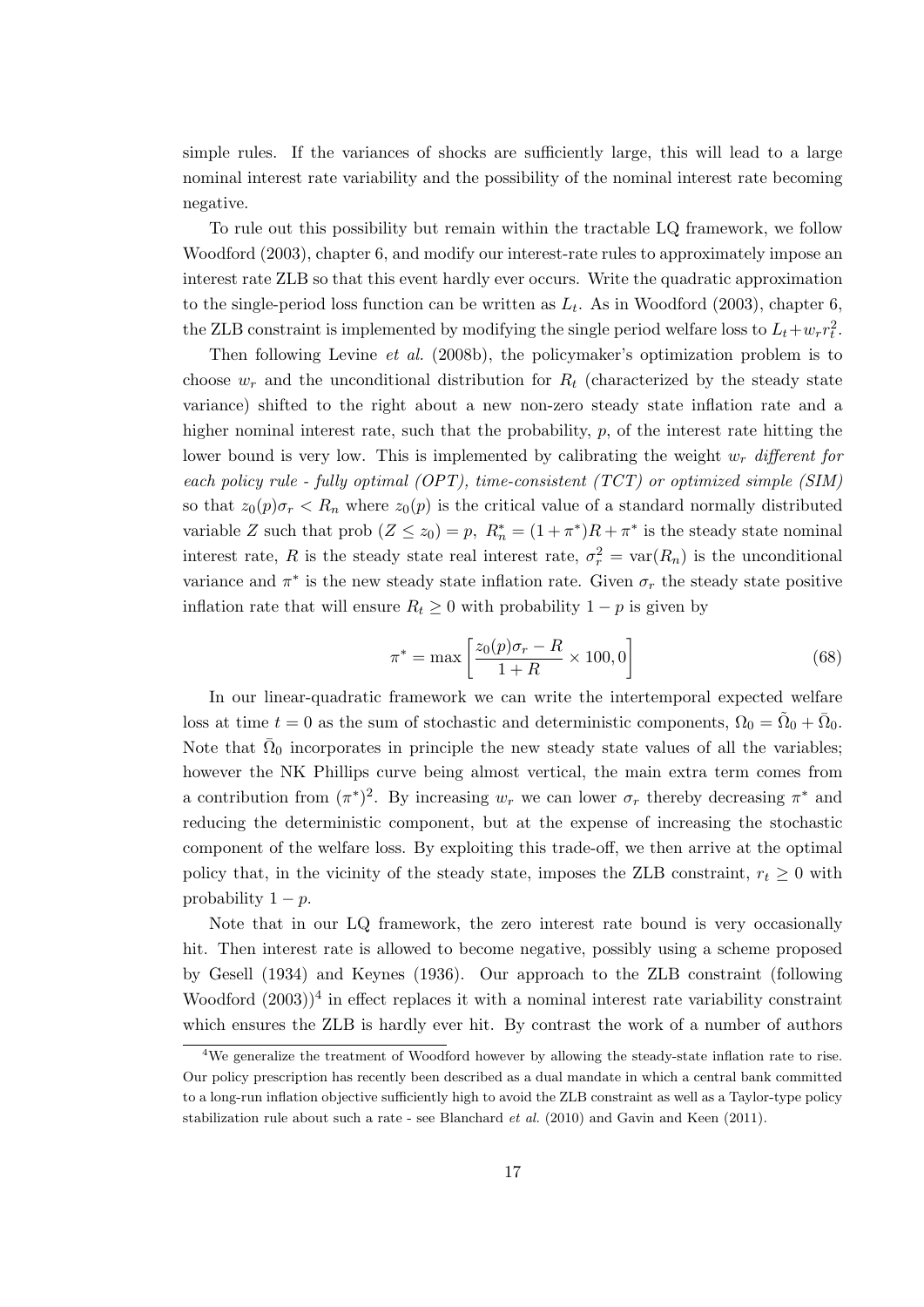simple rules. If the variances of shocks are sufficiently large, this will lead to a large nominal interest rate variability and the possibility of the nominal interest rate becoming negative.

To rule out this possibility but remain within the tractable LQ framework, we follow Woodford (2003), chapter 6, and modify our interest-rate rules to approximately impose an interest rate ZLB so that this event hardly ever occurs. Write the quadratic approximation to the single-period loss function can be written as $L_t$. As in Woodford (2003), chapter 6, the ZLB constraint is implemented by modifying the single period welfare loss to $L_t + w_r r_t^2$.

Then following Levine *et al.* (2008b), the policymaker's optimization problem is to choose $w_r$ and the unconditional distribution for $R_t$ (characterized by the steady state variance) shifted to the right about a new non-zero steady state inflation rate and a higher nominal interest rate, such that the probability, $p$, of the interest rate hitting the lower bound is very low. This is implemented by calibrating the weight $w_r$ *different for each policy rule - fully optimal (OPT), time-consistent (TCT) or optimized simple (SIM)* so that $z_0(p)\sigma_r < R_n$ where $z_0(p)$ is the critical value of a standard normally distributed variable $Z$ such that prob $(Z \leq z_0) = p$, $R_n^* = (1 + \pi^*)R + \pi^*$ is the steady state nominal interest rate, $R$ is the steady state real interest rate, $\sigma_r^2 = \text{var}(R_n)$ is the unconditional variance and $\pi^*$ is the new steady state inflation rate. Given $\sigma_r$ the steady state positive inflation rate that will ensure $R_t \geq 0$ with probability $1 - p$ is given by

$$\pi^* = \max\left[\frac{z_0(p)\sigma_r - R}{1 + R} \times 100, 0\right] \tag{68}$$

In our linear-quadratic framework we can write the intertemporal expected welfare loss at time $t = 0$ as the sum of stochastic and deterministic components, $\Omega_0 = \tilde{\Omega}_0 + \bar{\Omega}_0$. Note that $\bar{\Omega}_0$ incorporates in principle the new steady state values of all the variables; however the NK Phillips curve being almost vertical, the main extra term comes from a contribution from $(\pi^*)^2$. By increasing $w_r$ we can lower $\sigma_r$ thereby decreasing $\pi^*$ and reducing the deterministic component, but at the expense of increasing the stochastic component of the welfare loss. By exploiting this trade-off, we then arrive at the optimal policy that, in the vicinity of the steady state, imposes the ZLB constraint, $r_t \geq 0$ with probability $1 - p$.

Note that in our LQ framework, the zero interest rate bound is very occasionally hit. Then interest rate is allowed to become negative, possibly using a scheme proposed by Gesell (1934) and Keynes (1936). Our approach to the ZLB constraint (following Woodford (2003))[4] in effect replaces it with a nominal interest rate variability constraint which ensures the ZLB is hardly ever hit. By contrast the work of a number of authors

[4]We generalize the treatment of Woodford however by allowing the steady-state inflation rate to rise. Our policy prescription has recently been described as a dual mandate in which a central bank committed to a long-run inflation objective sufficiently high to avoid the ZLB constraint as well as a Taylor-type policy stabilization rule about such a rate - see Blanchard *et al.* (2010) and Gavin and Keen (2011).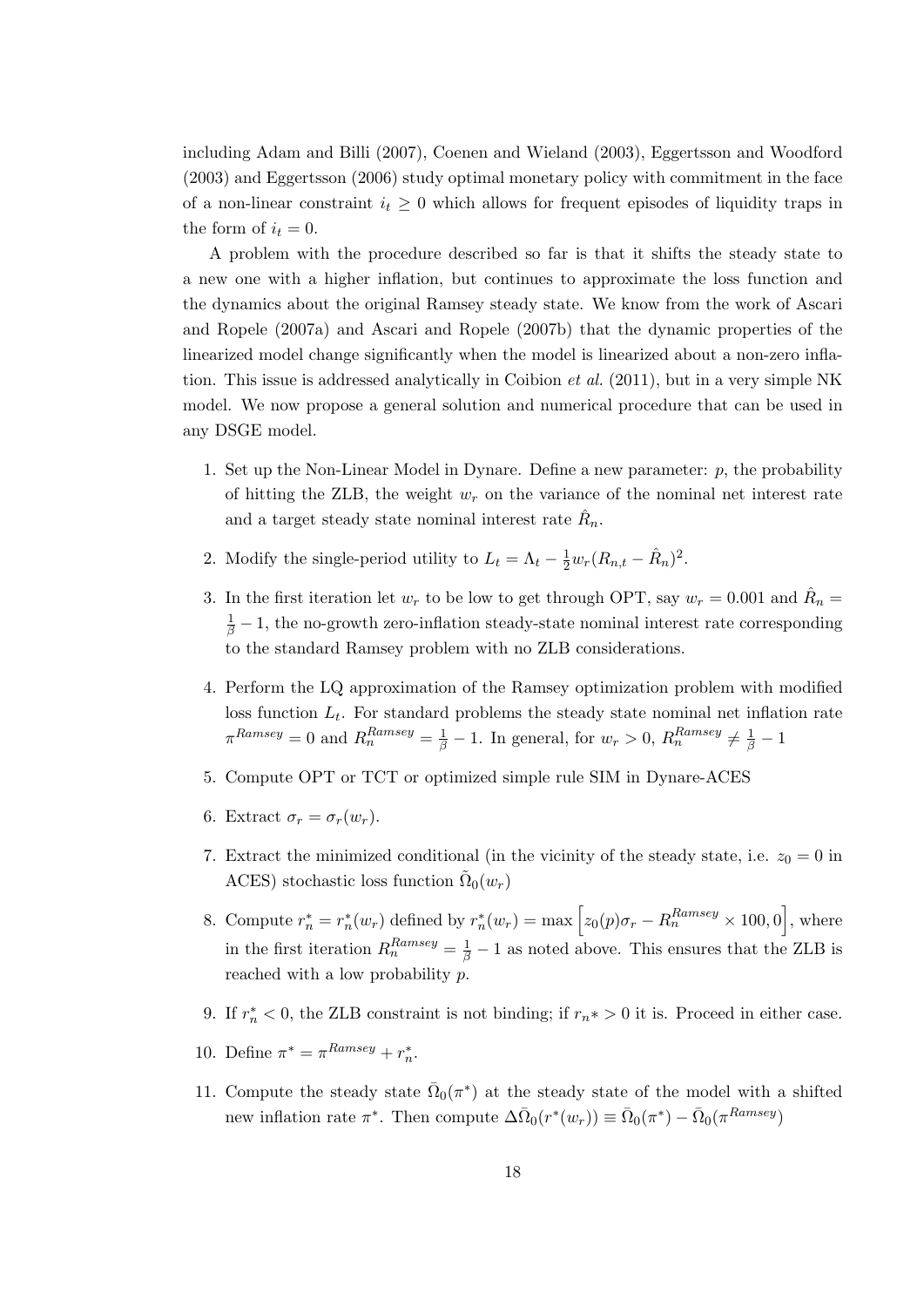including Adam and Billi (2007), Coenen and Wieland (2003), Eggertsson and Woodford (2003) and Eggertsson (2006) study optimal monetary policy with commitment in the face of a non-linear constraint $i_t \geq 0$ which allows for frequent episodes of liquidity traps in the form of $i_t = 0$.

A problem with the procedure described so far is that it shifts the steady state to a new one with a higher inflation, but continues to approximate the loss function and the dynamics about the original Ramsey steady state. We know from the work of Ascari and Ropele (2007a) and Ascari and Ropele (2007b) that the dynamic properties of the linearized model change significantly when the model is linearized about a non-zero inflation. This issue is addressed analytically in Coibion *et al.* (2011), but in a very simple NK model. We now propose a general solution and numerical procedure that can be used in any DSGE model.

1. Set up the Non-Linear Model in Dynare. Define a new parameter: $p$, the probability of hitting the ZLB, the weight $w_r$ on the variance of the nominal net interest rate and a target steady state nominal interest rate $\hat{R}_n$.
2. Modify the single-period utility to $L_t = \Lambda_t - \frac{1}{2} w_r (R_{n,t} - \hat{R}_n)^2$.
3. In the first iteration let $w_r$ to be low to get through OPT, say $w_r = 0.001$ and $\hat{R}_n = \frac{1}{\beta} - 1$, the no-growth zero-inflation steady-state nominal interest rate corresponding to the standard Ramsey problem with no ZLB considerations.
4. Perform the LQ approximation of the Ramsey optimization problem with modified loss function $L_t$. For standard problems the steady state nominal net inflation rate $\pi^{Ramsey} = 0$ and $R_n^{Ramsey} = \frac{1}{\beta} - 1$. In general, for $w_r > 0$, $R_n^{Ramsey} \neq \frac{1}{\beta} - 1$
5. Compute OPT or TCT or optimized simple rule SIM in Dynare-ACES
6. Extract $\sigma_r = \sigma_r(w_r)$.
7. Extract the minimized conditional (in the vicinity of the steady state, i.e. $z_0 = 0$ in ACES) stochastic loss function $\tilde{\Omega}_0(w_r)$
8. Compute $r_n^* = r_n^*(w_r)$ defined by $r_n^*(w_r) = \max\left[z_0(p)\sigma_r - R_n^{Ramsey} \times 100, 0\right]$, where in the first iteration $R_n^{Ramsey} = \frac{1}{\beta} - 1$ as noted above. This ensures that the ZLB is reached with a low probability $p$.
9. If $r_n^* < 0$, the ZLB constraint is not binding; if $r_n* > 0$ it is. Proceed in either case.
10. Define $\pi^* = \pi^{Ramsey} + r_n^*$.
11. Compute the steady state $\bar{\Omega}_0(\pi^*)$ at the steady state of the model with a shifted new inflation rate $\pi^*$. Then compute $\Delta\bar{\Omega}_0(r^*(w_r)) \equiv \bar{\Omega}_0(\pi^*) - \bar{\Omega}_0(\pi^{Ramsey})$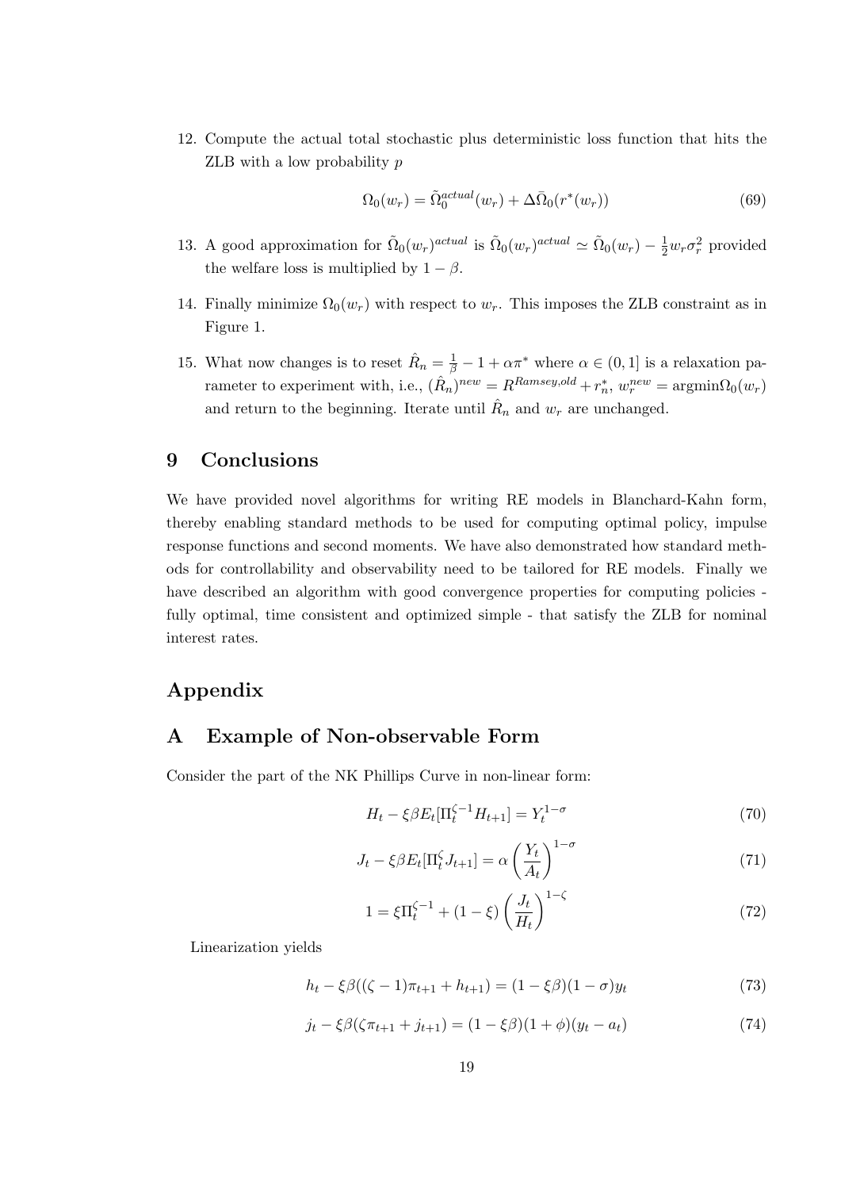12. Compute the actual total stochastic plus deterministic loss function that hits the ZLB with a low probability $p$

$$\Omega_0(w_r) = \tilde{\Omega}_0^{actual}(w_r) + \Delta\bar{\Omega}_0(r^*(w_r)) \tag{69}$$

13. A good approximation for $\tilde{\Omega}_0(w_r)^{actual}$ is $\tilde{\Omega}_0(w_r)^{actual} \simeq \tilde{\Omega}_0(w_r) - \frac{1}{2}w_r\sigma_r^2$ provided the welfare loss is multiplied by $1-\beta$.

14. Finally minimize $\Omega_0(w_r)$ with respect to $w_r$. This imposes the ZLB constraint as in Figure 1.

15. What now changes is to reset $\hat{R}_n = \frac{1}{\beta} - 1 + \alpha\pi^*$ where $\alpha \in (0,1]$ is a relaxation parameter to experiment with, i.e., $(\hat{R}_n)^{new} = R^{Ramsey,old} + r_n^*$, $w_r^{new} = \text{argmin}\Omega_0(w_r)$ and return to the beginning. Iterate until $\hat{R}_n$ and $w_r$ are unchanged.

## 9 Conclusions

We have provided novel algorithms for writing RE models in Blanchard-Kahn form, thereby enabling standard methods to be used for computing optimal policy, impulse response functions and second moments. We have also demonstrated how standard methods for controllability and observability need to be tailored for RE models. Finally we have described an algorithm with good convergence properties for computing policies - fully optimal, time consistent and optimized simple - that satisfy the ZLB for nominal interest rates.

# Appendix

## A Example of Non-observable Form

Consider the part of the NK Phillips Curve in non-linear form:

$$H_t - \xi\beta E_t[\Pi_t^{\zeta-1}H_{t+1}] = Y_t^{1-\sigma} \tag{70}$$

$$J_t - \xi\beta E_t[\Pi_t^{\zeta}J_{t+1}] = \alpha\left(\frac{Y_t}{A_t}\right)^{1-\sigma} \tag{71}$$

$$1 = \xi\Pi_t^{\zeta-1} + (1-\xi)\left(\frac{J_t}{H_t}\right)^{1-\zeta} \tag{72}$$

Linearization yields

$$h_t - \xi\beta((\zeta-1)\pi_{t+1} + h_{t+1}) = (1-\xi\beta)(1-\sigma)y_t \tag{73}$$

$$j_t - \xi\beta(\zeta\pi_{t+1} + j_{t+1}) = (1-\xi\beta)(1+\phi)(y_t - a_t) \tag{74}$$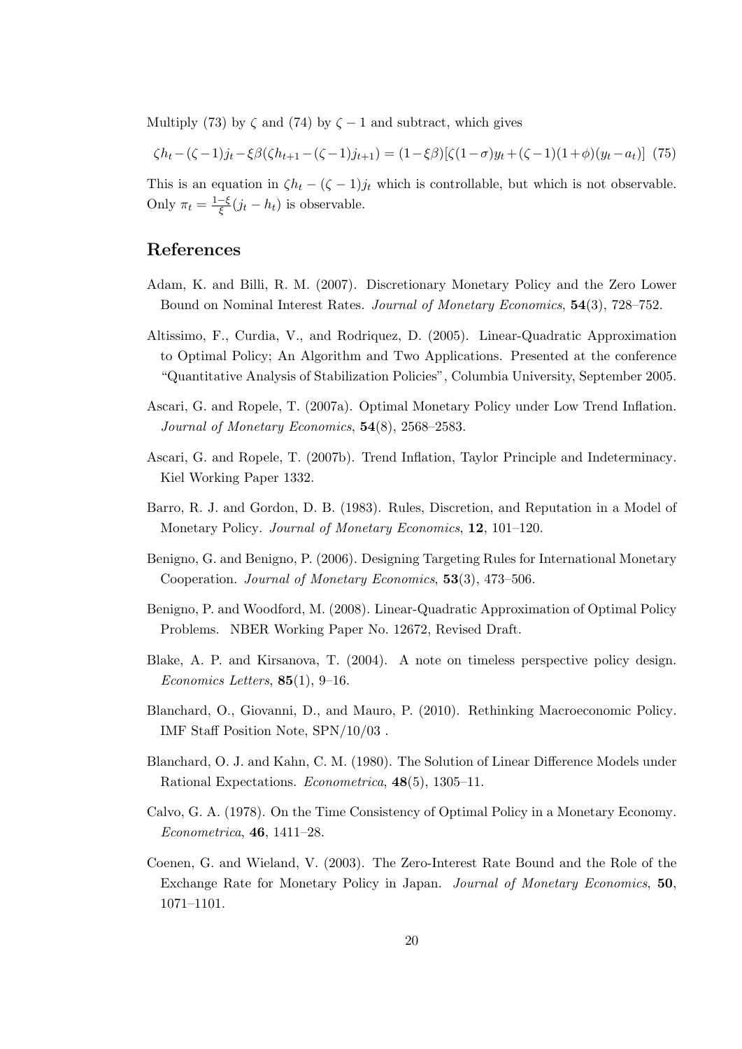Multiply (73) by $\zeta$ and (74) by $\zeta - 1$ and subtract, which gives

$$\zeta h_t - (\zeta - 1) j_t - \xi\beta(\zeta h_{t+1} - (\zeta - 1) j_{t+1}) = (1 - \xi\beta)[\zeta(1 - \sigma) y_t + (\zeta - 1)(1 + \phi)(y_t - a_t)] \quad (75)$$

This is an equation in $\zeta h_t - (\zeta - 1) j_t$ which is controllable, but which is not observable. Only $\pi_t = \frac{1-\xi}{\xi}(j_t - h_t)$ is observable.

## References

Adam, K. and Billi, R. M. (2007). Discretionary Monetary Policy and the Zero Lower Bound on Nominal Interest Rates. *Journal of Monetary Economics*, **54**(3), 728–752.

Altissimo, F., Curdia, V., and Rodriquez, D. (2005). Linear-Quadratic Approximation to Optimal Policy; An Algorithm and Two Applications. Presented at the conference "Quantitative Analysis of Stabilization Policies", Columbia University, September 2005.

Ascari, G. and Ropele, T. (2007a). Optimal Monetary Policy under Low Trend Inflation. *Journal of Monetary Economics*, **54**(8), 2568–2583.

Ascari, G. and Ropele, T. (2007b). Trend Inflation, Taylor Principle and Indeterminacy. Kiel Working Paper 1332.

Barro, R. J. and Gordon, D. B. (1983). Rules, Discretion, and Reputation in a Model of Monetary Policy. *Journal of Monetary Economics*, **12**, 101–120.

Benigno, G. and Benigno, P. (2006). Designing Targeting Rules for International Monetary Cooperation. *Journal of Monetary Economics*, **53**(3), 473–506.

Benigno, P. and Woodford, M. (2008). Linear-Quadratic Approximation of Optimal Policy Problems. NBER Working Paper No. 12672, Revised Draft.

Blake, A. P. and Kirsanova, T. (2004). A note on timeless perspective policy design. *Economics Letters*, **85**(1), 9–16.

Blanchard, O., Giovanni, D., and Mauro, P. (2010). Rethinking Macroeconomic Policy. IMF Staff Position Note, SPN/10/03 .

Blanchard, O. J. and Kahn, C. M. (1980). The Solution of Linear Difference Models under Rational Expectations. *Econometrica*, **48**(5), 1305–11.

Calvo, G. A. (1978). On the Time Consistency of Optimal Policy in a Monetary Economy. *Econometrica*, **46**, 1411–28.

Coenen, G. and Wieland, V. (2003). The Zero-Interest Rate Bound and the Role of the Exchange Rate for Monetary Policy in Japan. *Journal of Monetary Economics*, **50**, 1071–1101.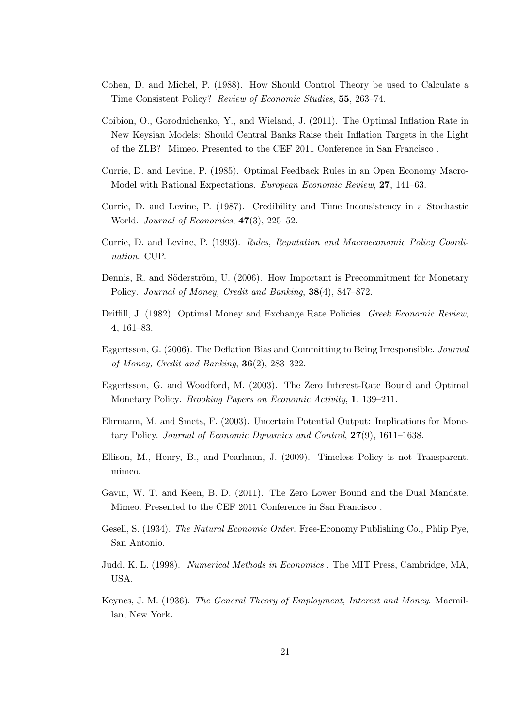Cohen, D. and Michel, P. (1988). How Should Control Theory be used to Calculate a Time Consistent Policy? *Review of Economic Studies*, **55**, 263–74.

Coibion, O., Gorodnichenko, Y., and Wieland, J. (2011). The Optimal Inflation Rate in New Keysian Models: Should Central Banks Raise their Inflation Targets in the Light of the ZLB? Mimeo. Presented to the CEF 2011 Conference in San Francisco .

Currie, D. and Levine, P. (1985). Optimal Feedback Rules in an Open Economy Macro-Model with Rational Expectations. *European Economic Review*, **27**, 141–63.

Currie, D. and Levine, P. (1987). Credibility and Time Inconsistency in a Stochastic World. *Journal of Economics*, **47**(3), 225–52.

Currie, D. and Levine, P. (1993). *Rules, Reputation and Macroeconomic Policy Coordination*. CUP.

Dennis, R. and Söderström, U. (2006). How Important is Precommitment for Monetary Policy. *Journal of Money, Credit and Banking*, **38**(4), 847–872.

Driffill, J. (1982). Optimal Money and Exchange Rate Policies. *Greek Economic Review*, **4**, 161–83.

Eggertsson, G. (2006). The Deflation Bias and Committing to Being Irresponsible. *Journal of Money, Credit and Banking*, **36**(2), 283–322.

Eggertsson, G. and Woodford, M. (2003). The Zero Interest-Rate Bound and Optimal Monetary Policy. *Brooking Papers on Economic Activity*, **1**, 139–211.

Ehrmann, M. and Smets, F. (2003). Uncertain Potential Output: Implications for Monetary Policy. *Journal of Economic Dynamics and Control*, **27**(9), 1611–1638.

Ellison, M., Henry, B., and Pearlman, J. (2009). Timeless Policy is not Transparent. mimeo.

Gavin, W. T. and Keen, B. D. (2011). The Zero Lower Bound and the Dual Mandate. Mimeo. Presented to the CEF 2011 Conference in San Francisco .

Gesell, S. (1934). *The Natural Economic Order*. Free-Economy Publishing Co., Phlip Pye, San Antonio.

Judd, K. L. (1998). *Numerical Methods in Economics* . The MIT Press, Cambridge, MA, USA.

Keynes, J. M. (1936). *The General Theory of Employment, Interest and Money*. Macmillan, New York.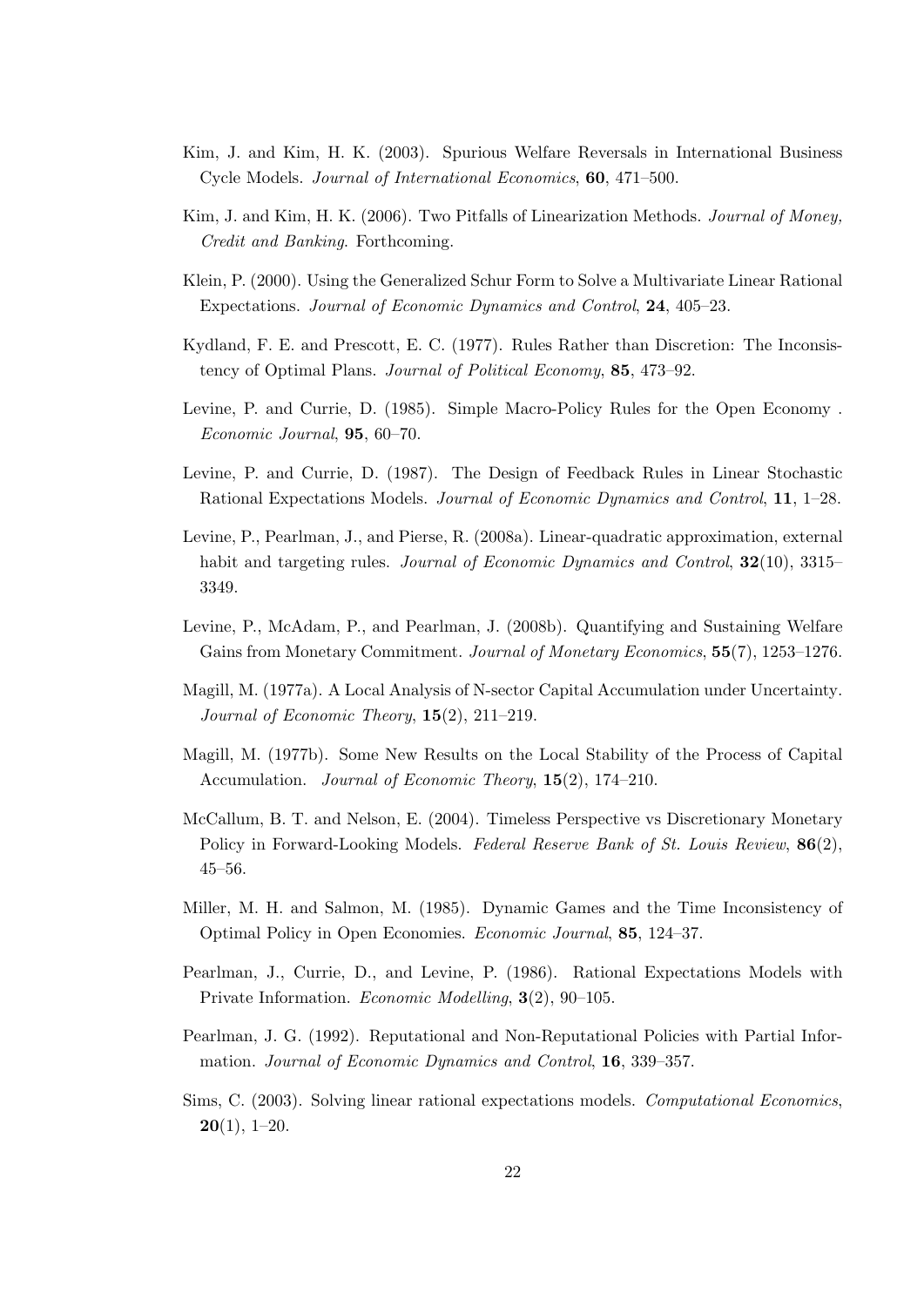Kim, J. and Kim, H. K. (2003). Spurious Welfare Reversals in International Business Cycle Models. *Journal of International Economics*, **60**, 471–500.

Kim, J. and Kim, H. K. (2006). Two Pitfalls of Linearization Methods. *Journal of Money, Credit and Banking*. Forthcoming.

Klein, P. (2000). Using the Generalized Schur Form to Solve a Multivariate Linear Rational Expectations. *Journal of Economic Dynamics and Control*, **24**, 405–23.

Kydland, F. E. and Prescott, E. C. (1977). Rules Rather than Discretion: The Inconsistency of Optimal Plans. *Journal of Political Economy*, **85**, 473–92.

Levine, P. and Currie, D. (1985). Simple Macro-Policy Rules for the Open Economy . *Economic Journal*, **95**, 60–70.

Levine, P. and Currie, D. (1987). The Design of Feedback Rules in Linear Stochastic Rational Expectations Models. *Journal of Economic Dynamics and Control*, **11**, 1–28.

Levine, P., Pearlman, J., and Pierse, R. (2008a). Linear-quadratic approximation, external habit and targeting rules. *Journal of Economic Dynamics and Control*, **32**(10), 3315–3349.

Levine, P., McAdam, P., and Pearlman, J. (2008b). Quantifying and Sustaining Welfare Gains from Monetary Commitment. *Journal of Monetary Economics*, **55**(7), 1253–1276.

Magill, M. (1977a). A Local Analysis of N-sector Capital Accumulation under Uncertainty. *Journal of Economic Theory*, **15**(2), 211–219.

Magill, M. (1977b). Some New Results on the Local Stability of the Process of Capital Accumulation. *Journal of Economic Theory*, **15**(2), 174–210.

McCallum, B. T. and Nelson, E. (2004). Timeless Perspective vs Discretionary Monetary Policy in Forward-Looking Models. *Federal Reserve Bank of St. Louis Review*, **86**(2), 45–56.

Miller, M. H. and Salmon, M. (1985). Dynamic Games and the Time Inconsistency of Optimal Policy in Open Economies. *Economic Journal*, **85**, 124–37.

Pearlman, J., Currie, D., and Levine, P. (1986). Rational Expectations Models with Private Information. *Economic Modelling*, **3**(2), 90–105.

Pearlman, J. G. (1992). Reputational and Non-Reputational Policies with Partial Information. *Journal of Economic Dynamics and Control*, **16**, 339–357.

Sims, C. (2003). Solving linear rational expectations models. *Computational Economics*, **20**(1), 1–20.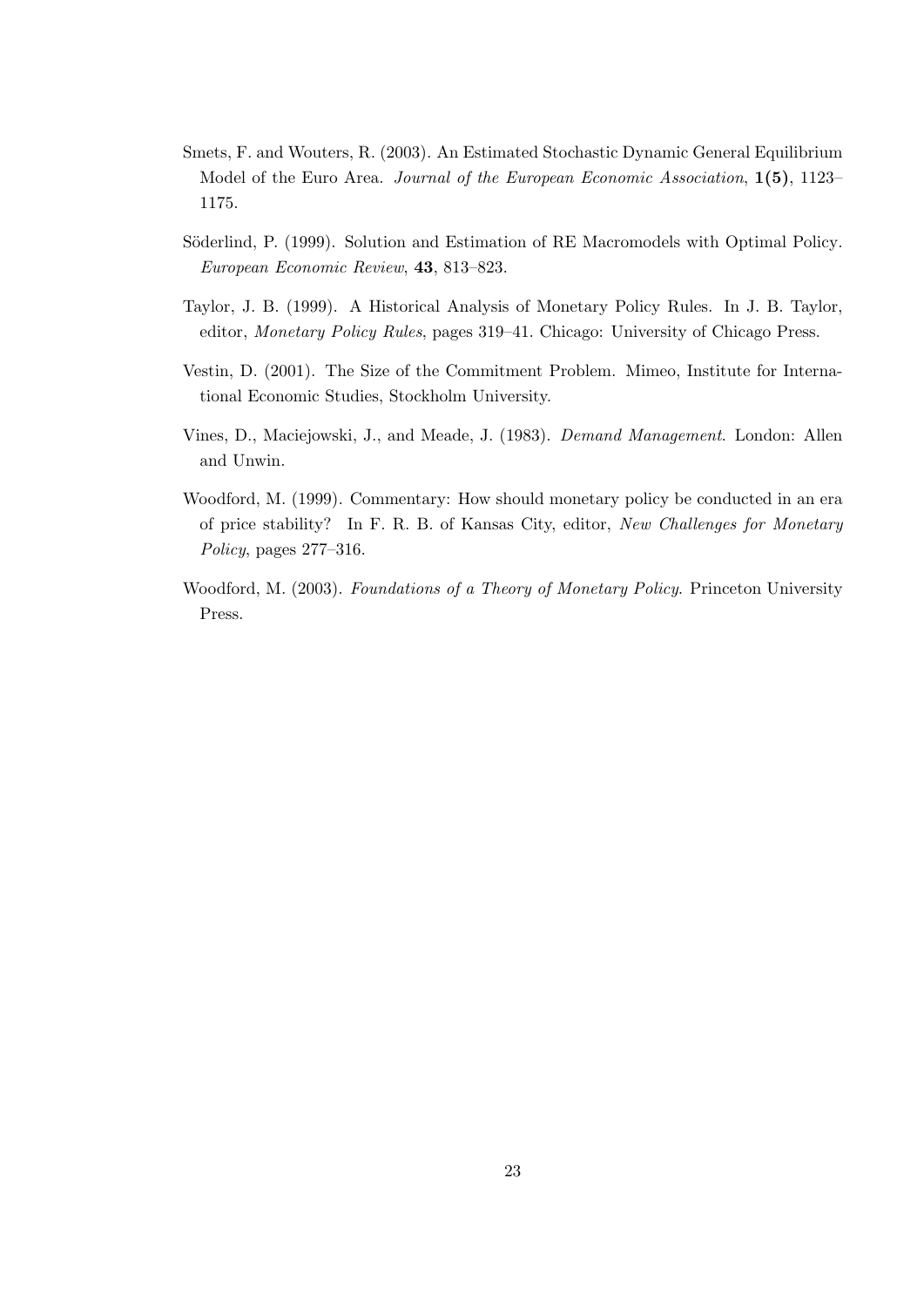Smets, F. and Wouters, R. (2003). An Estimated Stochastic Dynamic General Equilibrium Model of the Euro Area. *Journal of the European Economic Association*, **1(5)**, 1123–1175.

Söderlind, P. (1999). Solution and Estimation of RE Macromodels with Optimal Policy. *European Economic Review*, **43**, 813–823.

Taylor, J. B. (1999). A Historical Analysis of Monetary Policy Rules. In J. B. Taylor, editor, *Monetary Policy Rules*, pages 319–41. Chicago: University of Chicago Press.

Vestin, D. (2001). The Size of the Commitment Problem. Mimeo, Institute for International Economic Studies, Stockholm University.

Vines, D., Maciejowski, J., and Meade, J. (1983). *Demand Management*. London: Allen and Unwin.

Woodford, M. (1999). Commentary: How should monetary policy be conducted in an era of price stability? In F. R. B. of Kansas City, editor, *New Challenges for Monetary Policy*, pages 277–316.

Woodford, M. (2003). *Foundations of a Theory of Monetary Policy*. Princeton University Press.